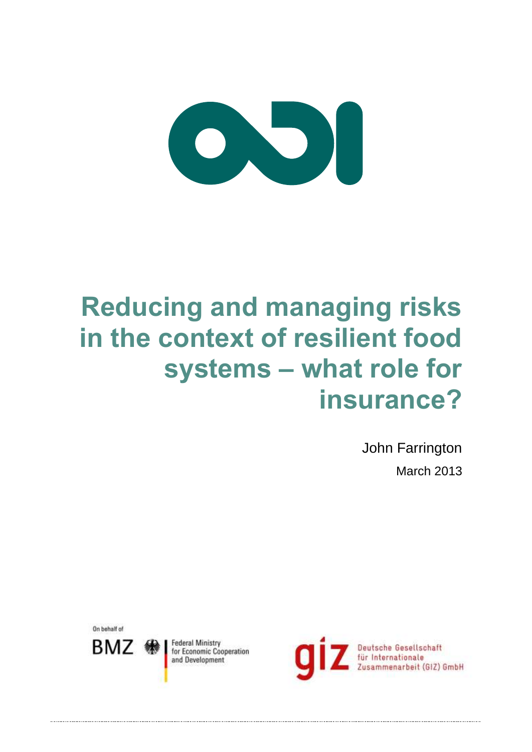# Reducing and managing risks in the context of resilient food systems – what role for insurance?

John Farrington

March 2013

On behalf of

BMZ Federal Ministry for Economic Cooperation and Development

giz Deutsche Gesellschaft für Internationale Zusammenarbeit (GIZ) GmbH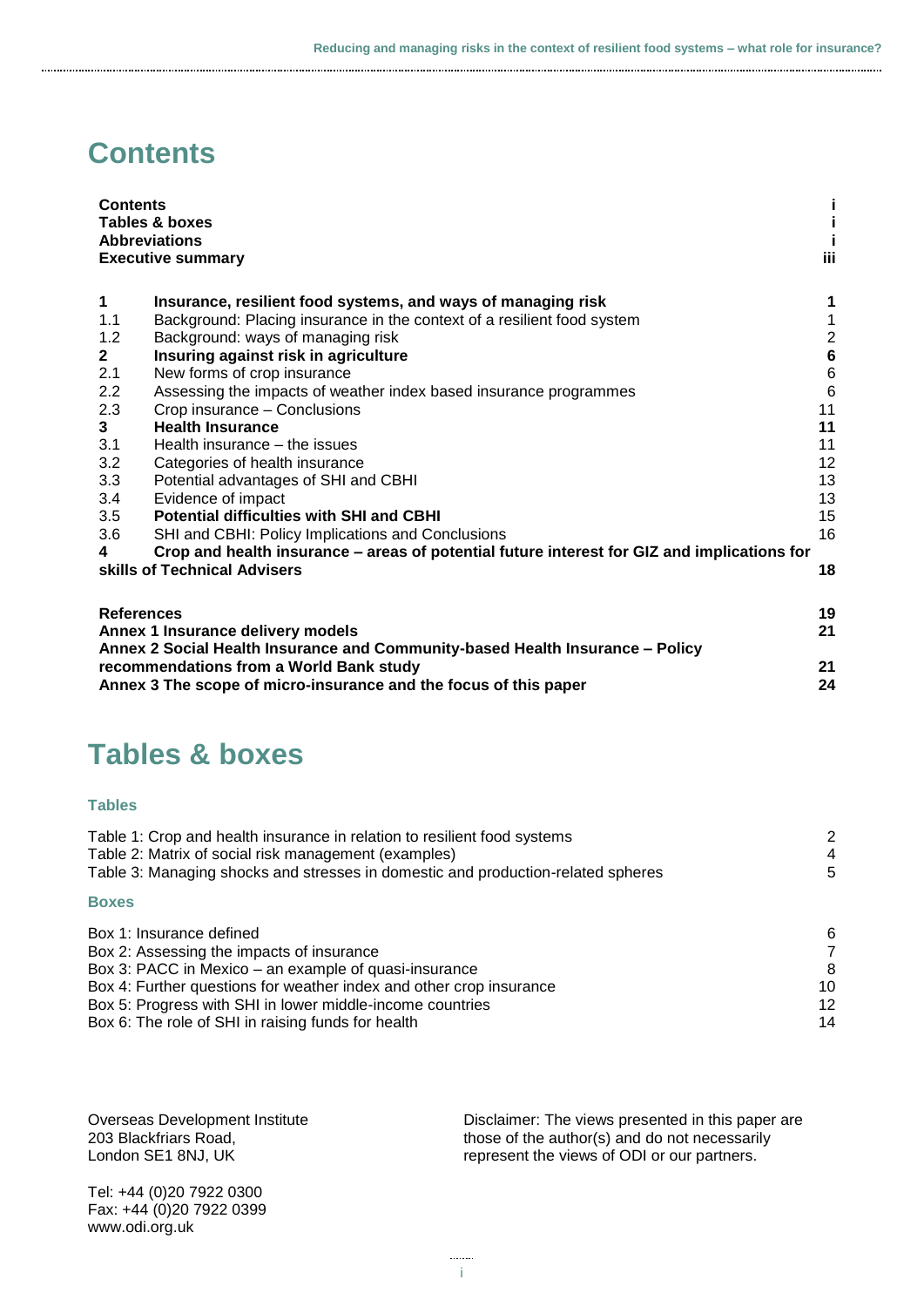# Contents

| | | |
|---|---|---|
| **Contents** | | **i** |
| **Tables & boxes** | | **i** |
| **Abbreviations** | | **i** |
| **Executive summary** | | **iii** |
| **1** | **Insurance, resilient food systems, and ways of managing risk** | **1** |
| 1.1 | Background: Placing insurance in the context of a resilient food system | 1 |
| 1.2 | Background: ways of managing risk | 2 |
| **2** | **Insuring against risk in agriculture** | **6** |
| 2.1 | New forms of crop insurance | 6 |
| 2.2 | Assessing the impacts of weather index based insurance programmes | 6 |
| 2.3 | Crop insurance – Conclusions | 11 |
| **3** | **Health Insurance** | **11** |
| 3.1 | Health insurance – the issues | 11 |
| 3.2 | Categories of health insurance | 12 |
| 3.3 | Potential advantages of SHI and CBHI | 13 |
| 3.4 | Evidence of impact | 13 |
| 3.5 | **Potential difficulties with SHI and CBHI** | 15 |
| 3.6 | SHI and CBHI: Policy Implications and Conclusions | 16 |
| **4** | **Crop and health insurance – areas of potential future interest for GIZ and implications for skills of Technical Advisers** | **18** |
| **References** | | **19** |
| **Annex 1 Insurance delivery models** | | **21** |
| **Annex 2 Social Health Insurance and Community-based Health Insurance – Policy recommendations from a World Bank study** | | **21** |
| **Annex 3 The scope of micro-insurance and the focus of this paper** | | **24** |

# Tables & boxes

### Tables

| | |
|---|---|
| Table 1: Crop and health insurance in relation to resilient food systems | 2 |
| Table 2: Matrix of social risk management (examples) | 4 |
| Table 3: Managing shocks and stresses in domestic and production-related spheres | 5 |

### Boxes

| | |
|---|---|
| Box 1: Insurance defined | 6 |
| Box 2: Assessing the impacts of insurance | 7 |
| Box 3: PACC in Mexico – an example of quasi-insurance | 8 |
| Box 4: Further questions for weather index and other crop insurance | 10 |
| Box 5: Progress with SHI in lower middle-income countries | 12 |
| Box 6: The role of SHI in raising funds for health | 14 |

Overseas Development Institute
203 Blackfriars Road,
London SE1 8NJ, UK

Tel: +44 (0)20 7922 0300
Fax: +44 (0)20 7922 0399
www.odi.org.uk

Disclaimer: The views presented in this paper are those of the author(s) and do not necessarily represent the views of ODI or our partners.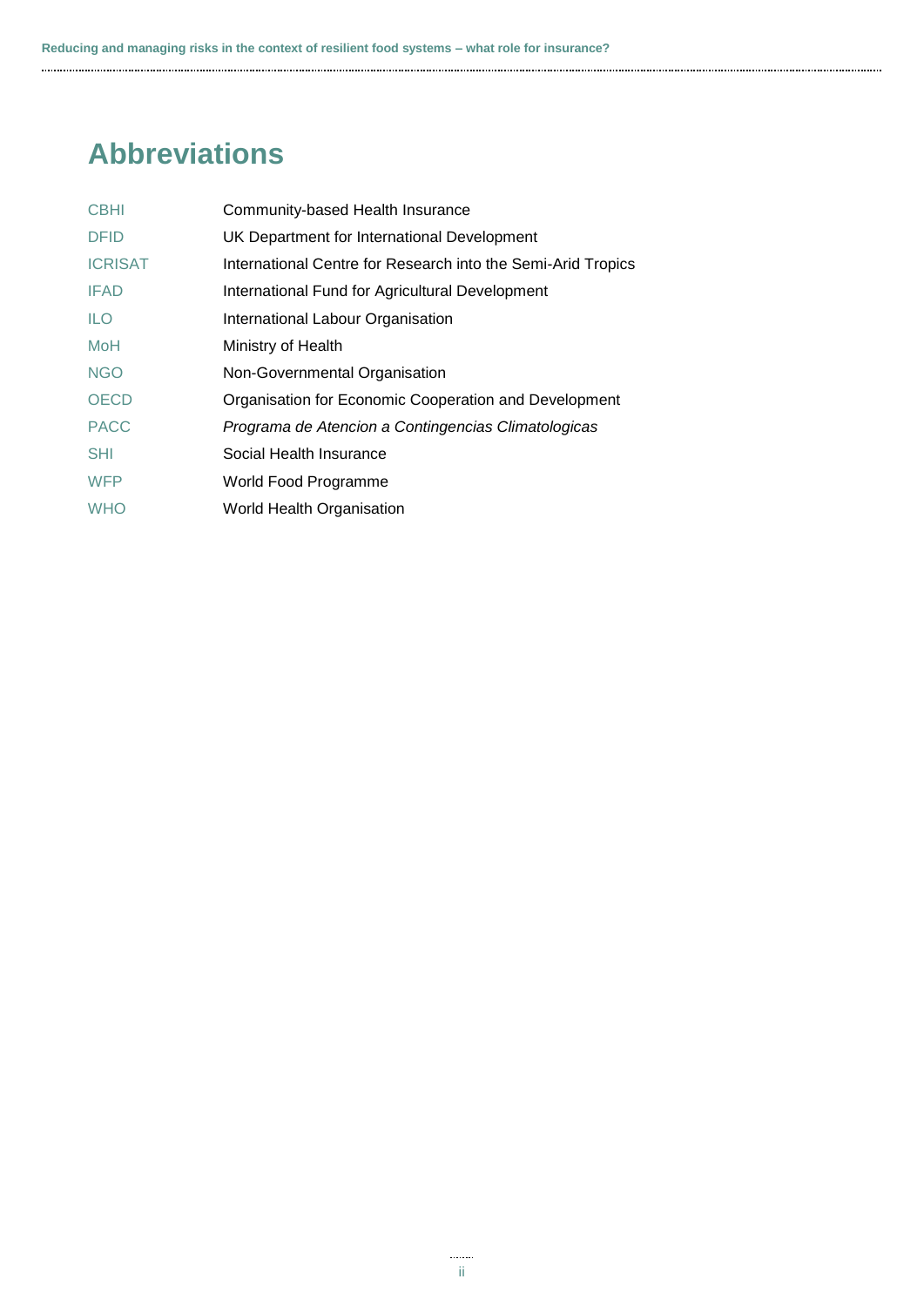# Abbreviations

| | |
|---|---|
| CBHI | Community-based Health Insurance |
| DFID | UK Department for International Development |
| ICRISAT | International Centre for Research into the Semi-Arid Tropics |
| IFAD | International Fund for Agricultural Development |
| ILO | International Labour Organisation |
| MoH | Ministry of Health |
| NGO | Non-Governmental Organisation |
| OECD | Organisation for Economic Cooperation and Development |
| PACC | *Programa de Atencion a Contingencias Climatologicas* |
| SHI | Social Health Insurance |
| WFP | World Food Programme |
| WHO | World Health Organisation |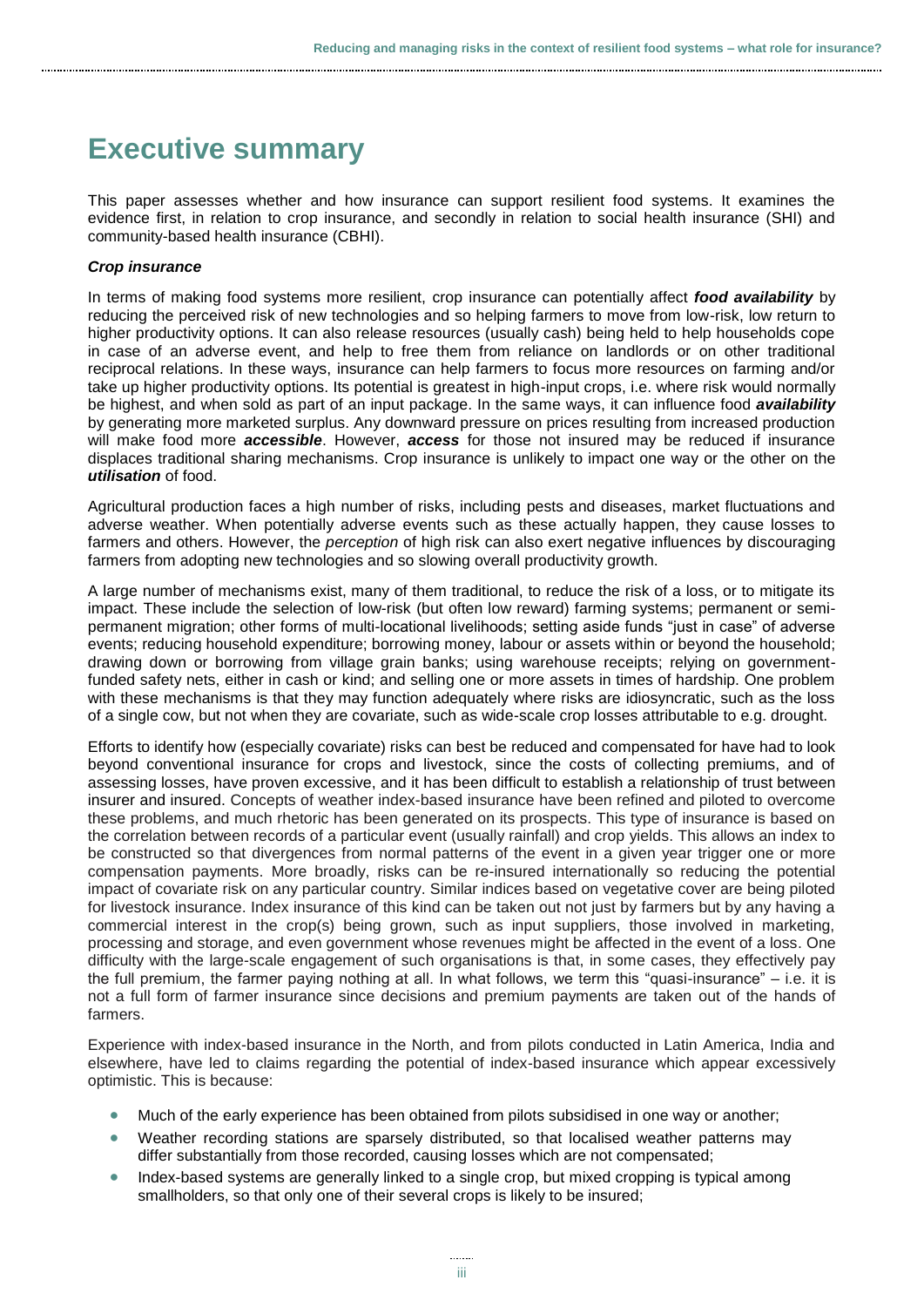# Executive summary

This paper assesses whether and how insurance can support resilient food systems. It examines the evidence first, in relation to crop insurance, and secondly in relation to social health insurance (SHI) and community-based health insurance (CBHI).

***Crop insurance***

In terms of making food systems more resilient, crop insurance can potentially affect ***food availability*** by reducing the perceived risk of new technologies and so helping farmers to move from low-risk, low return to higher productivity options. It can also release resources (usually cash) being held to help households cope in case of an adverse event, and help to free them from reliance on landlords or on other traditional reciprocal relations. In these ways, insurance can help farmers to focus more resources on farming and/or take up higher productivity options. Its potential is greatest in high-input crops, i.e. where risk would normally be highest, and when sold as part of an input package. In the same ways, it can influence food ***availability*** by generating more marketed surplus. Any downward pressure on prices resulting from increased production will make food more ***accessible***. However, ***access*** for those not insured may be reduced if insurance displaces traditional sharing mechanisms. Crop insurance is unlikely to impact one way or the other on the ***utilisation*** of food.

Agricultural production faces a high number of risks, including pests and diseases, market fluctuations and adverse weather. When potentially adverse events such as these actually happen, they cause losses to farmers and others. However, the *perception* of high risk can also exert negative influences by discouraging farmers from adopting new technologies and so slowing overall productivity growth.

A large number of mechanisms exist, many of them traditional, to reduce the risk of a loss, or to mitigate its impact. These include the selection of low-risk (but often low reward) farming systems; permanent or semi-permanent migration; other forms of multi-locational livelihoods; setting aside funds "just in case" of adverse events; reducing household expenditure; borrowing money, labour or assets within or beyond the household; drawing down or borrowing from village grain banks; using warehouse receipts; relying on government-funded safety nets, either in cash or kind; and selling one or more assets in times of hardship. One problem with these mechanisms is that they may function adequately where risks are idiosyncratic, such as the loss of a single cow, but not when they are covariate, such as wide-scale crop losses attributable to e.g. drought.

Efforts to identify how (especially covariate) risks can best be reduced and compensated for have had to look beyond conventional insurance for crops and livestock, since the costs of collecting premiums, and of assessing losses, have proven excessive, and it has been difficult to establish a relationship of trust between insurer and insured. Concepts of weather index-based insurance have been refined and piloted to overcome these problems, and much rhetoric has been generated on its prospects. This type of insurance is based on the correlation between records of a particular event (usually rainfall) and crop yields. This allows an index to be constructed so that divergences from normal patterns of the event in a given year trigger one or more compensation payments. More broadly, risks can be re-insured internationally so reducing the potential impact of covariate risk on any particular country. Similar indices based on vegetative cover are being piloted for livestock insurance. Index insurance of this kind can be taken out not just by farmers but by any having a commercial interest in the crop(s) being grown, such as input suppliers, those involved in marketing, processing and storage, and even government whose revenues might be affected in the event of a loss. One difficulty with the large-scale engagement of such organisations is that, in some cases, they effectively pay the full premium, the farmer paying nothing at all. In what follows, we term this "quasi-insurance" – i.e. it is not a full form of farmer insurance since decisions and premium payments are taken out of the hands of farmers.

Experience with index-based insurance in the North, and from pilots conducted in Latin America, India and elsewhere, have led to claims regarding the potential of index-based insurance which appear excessively optimistic. This is because:

- Much of the early experience has been obtained from pilots subsidised in one way or another;
- Weather recording stations are sparsely distributed, so that localised weather patterns may differ substantially from those recorded, causing losses which are not compensated;
- Index-based systems are generally linked to a single crop, but mixed cropping is typical among smallholders, so that only one of their several crops is likely to be insured;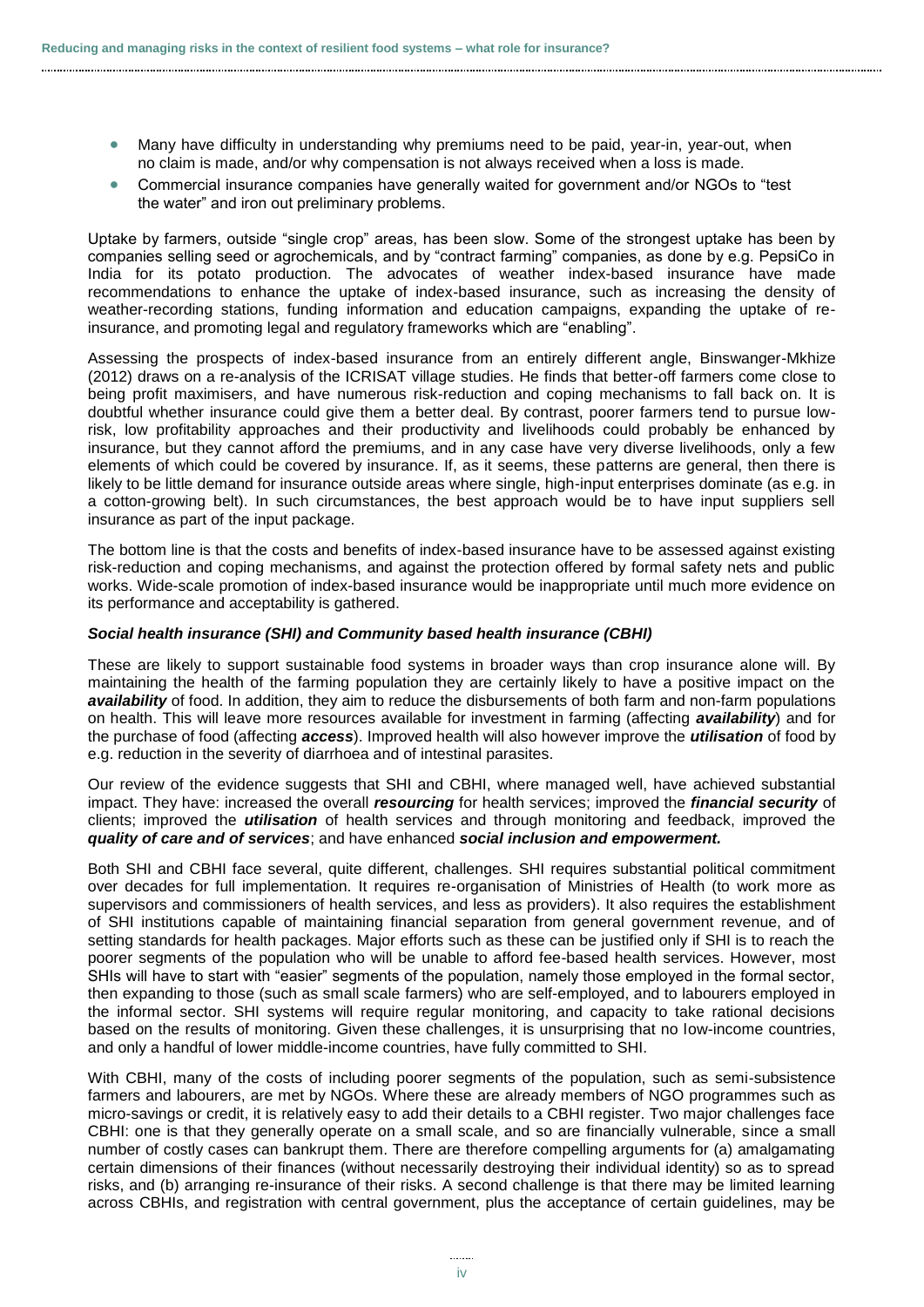- Many have difficulty in understanding why premiums need to be paid, year-in, year-out, when no claim is made, and/or why compensation is not always received when a loss is made.
- Commercial insurance companies have generally waited for government and/or NGOs to "test the water" and iron out preliminary problems.

Uptake by farmers, outside "single crop" areas, has been slow. Some of the strongest uptake has been by companies selling seed or agrochemicals, and by "contract farming" companies, as done by e.g. PepsiCo in India for its potato production. The advocates of weather index-based insurance have made recommendations to enhance the uptake of index-based insurance, such as increasing the density of weather-recording stations, funding information and education campaigns, expanding the uptake of re-insurance, and promoting legal and regulatory frameworks which are "enabling".

Assessing the prospects of index-based insurance from an entirely different angle, Binswanger-Mkhize (2012) draws on a re-analysis of the ICRISAT village studies. He finds that better-off farmers come close to being profit maximisers, and have numerous risk-reduction and coping mechanisms to fall back on. It is doubtful whether insurance could give them a better deal. By contrast, poorer farmers tend to pursue low-risk, low profitability approaches and their productivity and livelihoods could probably be enhanced by insurance, but they cannot afford the premiums, and in any case have very diverse livelihoods, only a few elements of which could be covered by insurance. If, as it seems, these patterns are general, then there is likely to be little demand for insurance outside areas where single, high-input enterprises dominate (as e.g. in a cotton-growing belt). In such circumstances, the best approach would be to have input suppliers sell insurance as part of the input package.

The bottom line is that the costs and benefits of index-based insurance have to be assessed against existing risk-reduction and coping mechanisms, and against the protection offered by formal safety nets and public works. Wide-scale promotion of index-based insurance would be inappropriate until much more evidence on its performance and acceptability is gathered.

***Social health insurance (SHI) and Community based health insurance (CBHI)***

These are likely to support sustainable food systems in broader ways than crop insurance alone will. By maintaining the health of the farming population they are certainly likely to have a positive impact on the ***availability*** of food. In addition, they aim to reduce the disbursements of both farm and non-farm populations on health. This will leave more resources available for investment in farming (affecting ***availability***) and for the purchase of food (affecting ***access***). Improved health will also however improve the ***utilisation*** of food by e.g. reduction in the severity of diarrhoea and of intestinal parasites.

Our review of the evidence suggests that SHI and CBHI, where managed well, have achieved substantial impact. They have: increased the overall ***resourcing*** for health services; improved the ***financial security*** of clients; improved the ***utilisation*** of health services and through monitoring and feedback, improved the ***quality of care and of services***; and have enhanced ***social inclusion and empowerment.***

Both SHI and CBHI face several, quite different, challenges. SHI requires substantial political commitment over decades for full implementation. It requires re-organisation of Ministries of Health (to work more as supervisors and commissioners of health services, and less as providers). It also requires the establishment of SHI institutions capable of maintaining financial separation from general government revenue, and of setting standards for health packages. Major efforts such as these can be justified only if SHI is to reach the poorer segments of the population who will be unable to afford fee-based health services. However, most SHIs will have to start with "easier" segments of the population, namely those employed in the formal sector, then expanding to those (such as small scale farmers) who are self-employed, and to labourers employed in the informal sector. SHI systems will require regular monitoring, and capacity to take rational decisions based on the results of monitoring. Given these challenges, it is unsurprising that no low-income countries, and only a handful of lower middle-income countries, have fully committed to SHI.

With CBHI, many of the costs of including poorer segments of the population, such as semi-subsistence farmers and labourers, are met by NGOs. Where these are already members of NGO programmes such as micro-savings or credit, it is relatively easy to add their details to a CBHI register. Two major challenges face CBHI: one is that they generally operate on a small scale, and so are financially vulnerable, since a small number of costly cases can bankrupt them. There are therefore compelling arguments for (a) amalgamating certain dimensions of their finances (without necessarily destroying their individual identity) so as to spread risks, and (b) arranging re-insurance of their risks. A second challenge is that there may be limited learning across CBHIs, and registration with central government, plus the acceptance of certain guidelines, may be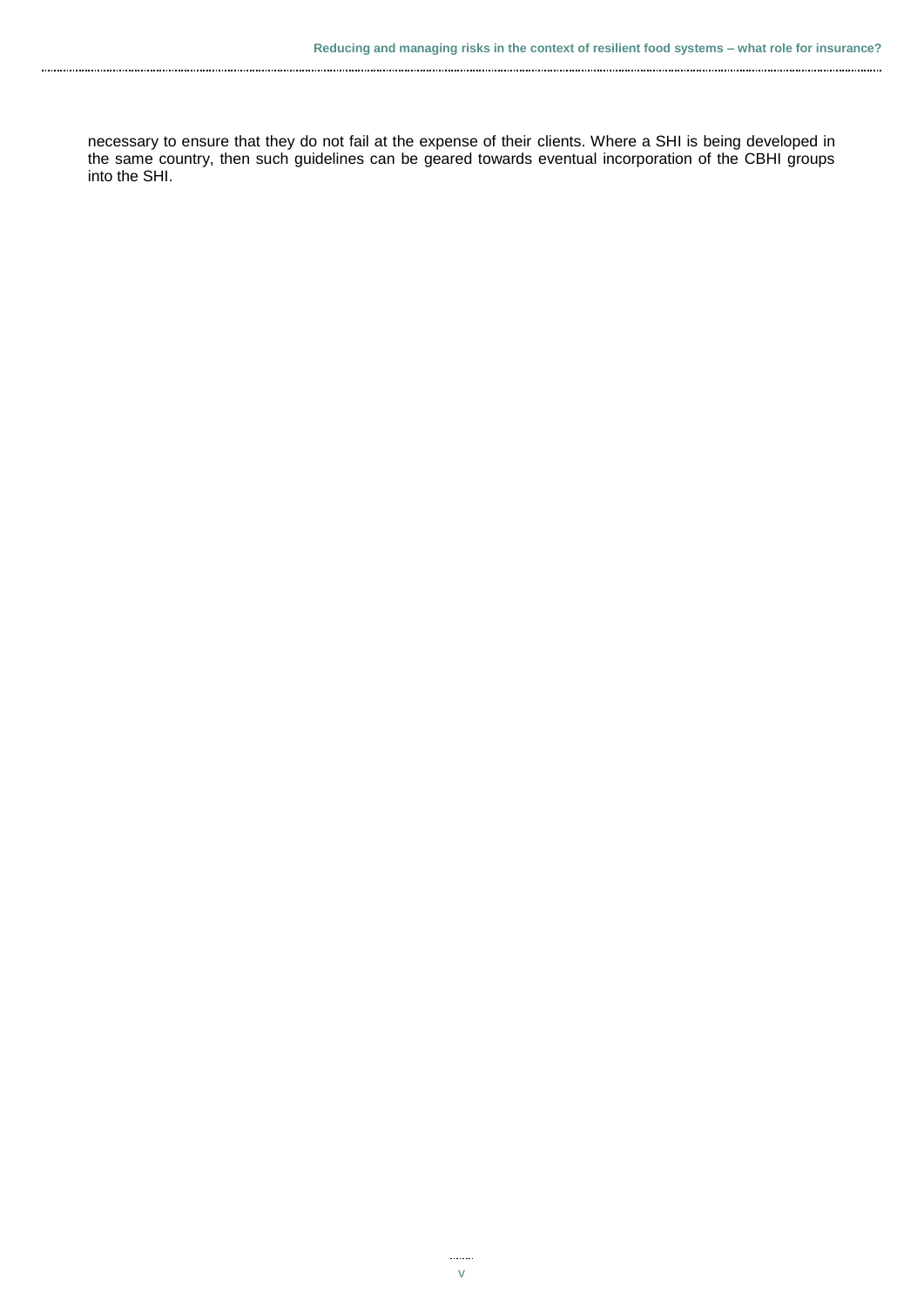necessary to ensure that they do not fail at the expense of their clients. Where a SHI is being developed in the same country, then such guidelines can be geared towards eventual incorporation of the CBHI groups into the SHI.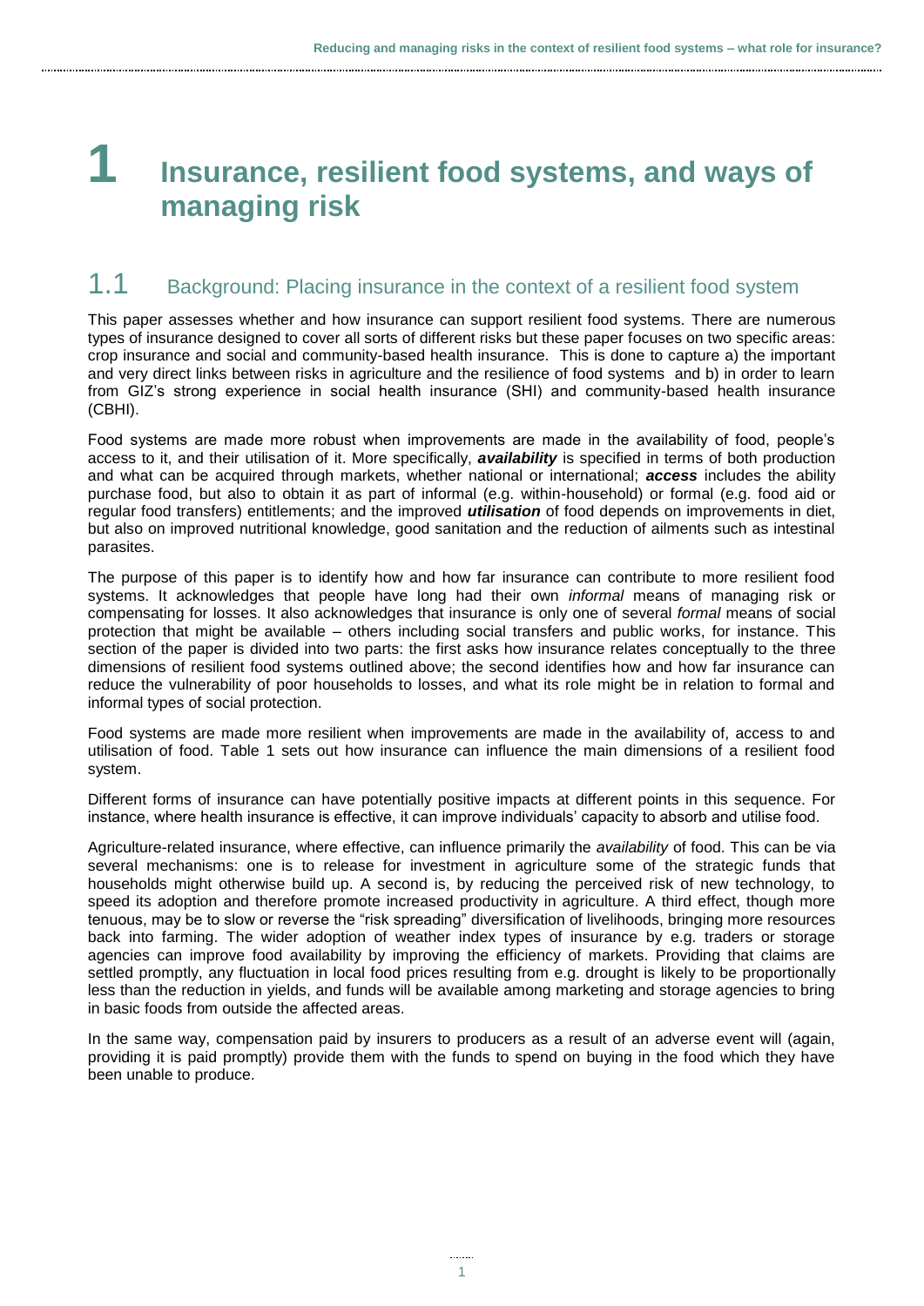# 1 Insurance, resilient food systems, and ways of managing risk

## 1.1 Background: Placing insurance in the context of a resilient food system

This paper assesses whether and how insurance can support resilient food systems. There are numerous types of insurance designed to cover all sorts of different risks but these paper focuses on two specific areas: crop insurance and social and community-based health insurance. This is done to capture a) the important and very direct links between risks in agriculture and the resilience of food systems and b) in order to learn from GIZ's strong experience in social health insurance (SHI) and community-based health insurance (CBHI).

Food systems are made more robust when improvements are made in the availability of food, people's access to it, and their utilisation of it. More specifically, ***availability*** is specified in terms of both production and what can be acquired through markets, whether national or international; ***access*** includes the ability purchase food, but also to obtain it as part of informal (e.g. within-household) or formal (e.g. food aid or regular food transfers) entitlements; and the improved ***utilisation*** of food depends on improvements in diet, but also on improved nutritional knowledge, good sanitation and the reduction of ailments such as intestinal parasites.

The purpose of this paper is to identify how and how far insurance can contribute to more resilient food systems. It acknowledges that people have long had their own *informal* means of managing risk or compensating for losses. It also acknowledges that insurance is only one of several *formal* means of social protection that might be available – others including social transfers and public works, for instance. This section of the paper is divided into two parts: the first asks how insurance relates conceptually to the three dimensions of resilient food systems outlined above; the second identifies how and how far insurance can reduce the vulnerability of poor households to losses, and what its role might be in relation to formal and informal types of social protection.

Food systems are made more resilient when improvements are made in the availability of, access to and utilisation of food. Table 1 sets out how insurance can influence the main dimensions of a resilient food system.

Different forms of insurance can have potentially positive impacts at different points in this sequence. For instance, where health insurance is effective, it can improve individuals' capacity to absorb and utilise food.

Agriculture-related insurance, where effective, can influence primarily the *availability* of food. This can be via several mechanisms: one is to release for investment in agriculture some of the strategic funds that households might otherwise build up. A second is, by reducing the perceived risk of new technology, to speed its adoption and therefore promote increased productivity in agriculture. A third effect, though more tenuous, may be to slow or reverse the "risk spreading" diversification of livelihoods, bringing more resources back into farming. The wider adoption of weather index types of insurance by e.g. traders or storage agencies can improve food availability by improving the efficiency of markets. Providing that claims are settled promptly, any fluctuation in local food prices resulting from e.g. drought is likely to be proportionally less than the reduction in yields, and funds will be available among marketing and storage agencies to bring in basic foods from outside the affected areas.

In the same way, compensation paid by insurers to producers as a result of an adverse event will (again, providing it is paid promptly) provide them with the funds to spend on buying in the food which they have been unable to produce.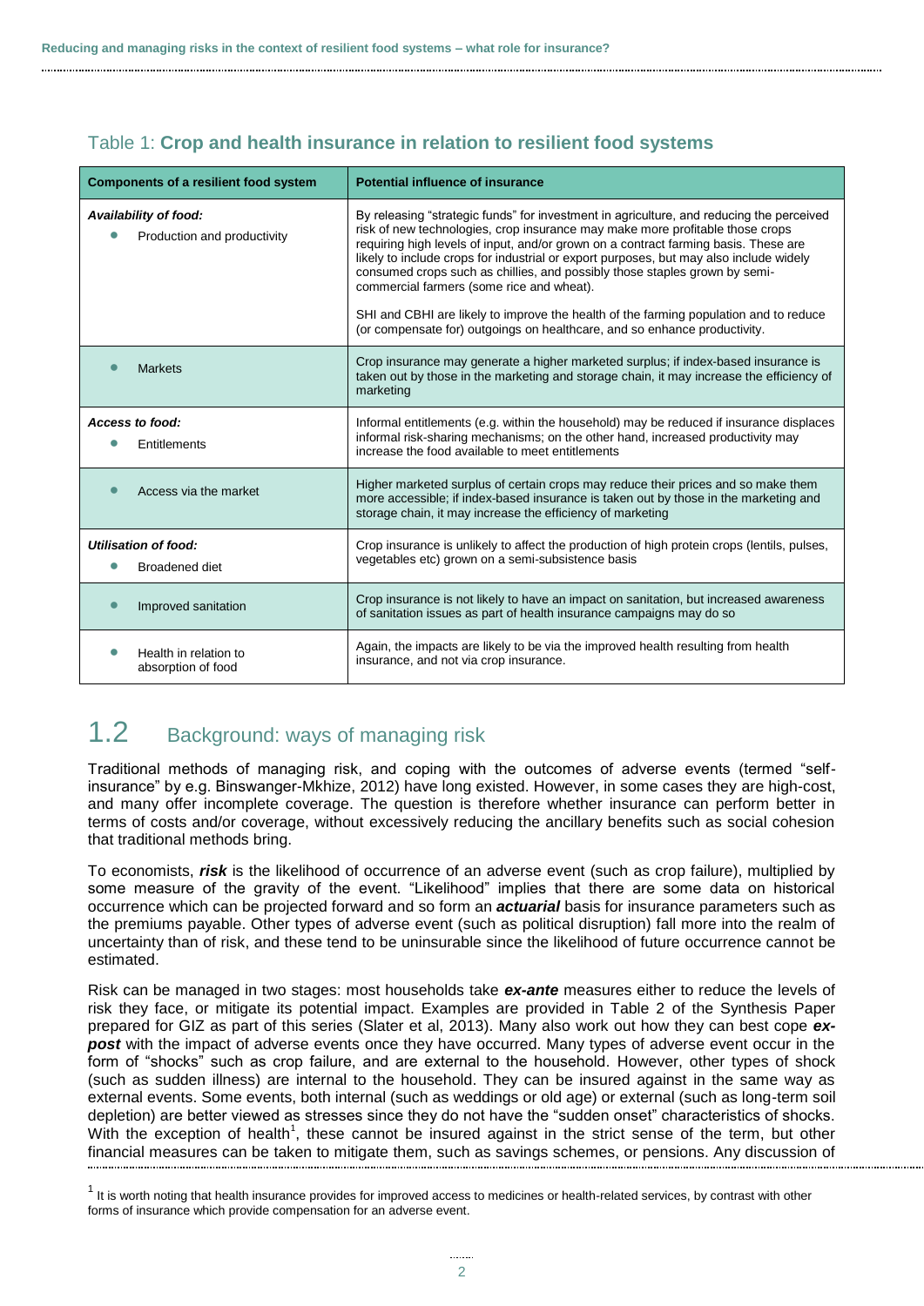Table 1: **Crop and health insurance in relation to resilient food systems**

| Components of a resilient food system | Potential influence of insurance |
|---|---|
| ***Availability of food:*** <br> • Production and productivity | By releasing "strategic funds" for investment in agriculture, and reducing the perceived risk of new technologies, crop insurance may make more profitable those crops requiring high levels of input, and/or grown on a contract farming basis. These are likely to include crops for industrial or export purposes, but may also include widely consumed crops such as chillies, and possibly those staples grown by semi-commercial farmers (some rice and wheat). <br><br> SHI and CBHI are likely to improve the health of the farming population and to reduce (or compensate for) outgoings on healthcare, and so enhance productivity. |
| • Markets | Crop insurance may generate a higher marketed surplus; if index-based insurance is taken out by those in the marketing and storage chain, it may increase the efficiency of marketing |
| ***Access to food:*** <br> • Entitlements | Informal entitlements (e.g. within the household) may be reduced if insurance displaces informal risk-sharing mechanisms; on the other hand, increased productivity may increase the food available to meet entitlements |
| • Access via the market | Higher marketed surplus of certain crops may reduce their prices and so make them more accessible; if index-based insurance is taken out by those in the marketing and storage chain, it may increase the efficiency of marketing |
| ***Utilisation of food:*** <br> • Broadened diet | Crop insurance is unlikely to affect the production of high protein crops (lentils, pulses, vegetables etc) grown on a semi-subsistence basis |
| • Improved sanitation | Crop insurance is not likely to have an impact on sanitation, but increased awareness of sanitation issues as part of health insurance campaigns may do so |
| • Health in relation to absorption of food | Again, the impacts are likely to be via the improved health resulting from health insurance, and not via crop insurance. |

## 1.2 Background: ways of managing risk

Traditional methods of managing risk, and coping with the outcomes of adverse events (termed "self-insurance" by e.g. Binswanger-Mkhize, 2012) have long existed. However, in some cases they are high-cost, and many offer incomplete coverage. The question is therefore whether insurance can perform better in terms of costs and/or coverage, without excessively reducing the ancillary benefits such as social cohesion that traditional methods bring.

To economists, ***risk*** is the likelihood of occurrence of an adverse event (such as crop failure), multiplied by some measure of the gravity of the event. "Likelihood" implies that there are some data on historical occurrence which can be projected forward and so form an ***actuarial*** basis for insurance parameters such as the premiums payable. Other types of adverse event (such as political disruption) fall more into the realm of uncertainty than of risk, and these tend to be uninsurable since the likelihood of future occurrence cannot be estimated.

Risk can be managed in two stages: most households take ***ex-ante*** measures either to reduce the levels of risk they face, or mitigate its potential impact. Examples are provided in Table 2 of the Synthesis Paper prepared for GIZ as part of this series (Slater et al, 2013). Many also work out how they can best cope ***ex-post*** with the impact of adverse events once they have occurred. Many types of adverse event occur in the form of "shocks" such as crop failure, and are external to the household. However, other types of shock (such as sudden illness) are internal to the household. They can be insured against in the same way as external events. Some events, both internal (such as weddings or old age) or external (such as long-term soil depletion) are better viewed as stresses since they do not have the "sudden onset" characteristics of shocks. With the exception of health[1], these cannot be insured against in the strict sense of the term, but other financial measures can be taken to mitigate them, such as savings schemes, or pensions. Any discussion of

[1] It is worth noting that health insurance provides for improved access to medicines or health-related services, by contrast with other forms of insurance which provide compensation for an adverse event.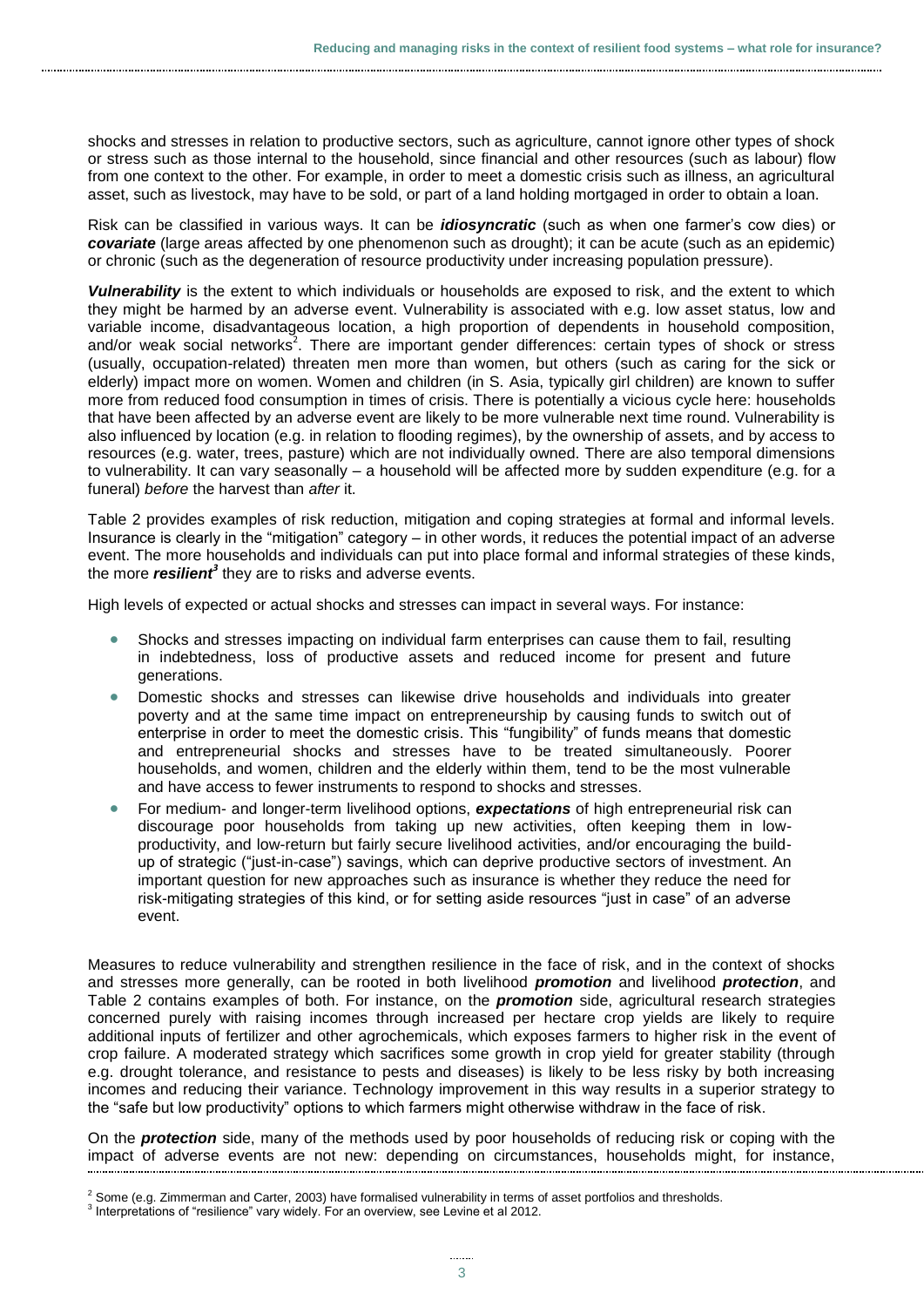shocks and stresses in relation to productive sectors, such as agriculture, cannot ignore other types of shock or stress such as those internal to the household, since financial and other resources (such as labour) flow from one context to the other. For example, in order to meet a domestic crisis such as illness, an agricultural asset, such as livestock, may have to be sold, or part of a land holding mortgaged in order to obtain a loan.

Risk can be classified in various ways. It can be ***idiosyncratic*** (such as when one farmer's cow dies) or ***covariate*** (large areas affected by one phenomenon such as drought); it can be acute (such as an epidemic) or chronic (such as the degeneration of resource productivity under increasing population pressure).

***Vulnerability*** is the extent to which individuals or households are exposed to risk, and the extent to which they might be harmed by an adverse event. Vulnerability is associated with e.g. low asset status, low and variable income, disadvantageous location, a high proportion of dependents in household composition, and/or weak social networks[2]. There are important gender differences: certain types of shock or stress (usually, occupation-related) threaten men more than women, but others (such as caring for the sick or elderly) impact more on women. Women and children (in S. Asia, typically girl children) are known to suffer more from reduced food consumption in times of crisis. There is potentially a vicious cycle here: households that have been affected by an adverse event are likely to be more vulnerable next time round. Vulnerability is also influenced by location (e.g. in relation to flooding regimes), by the ownership of assets, and by access to resources (e.g. water, trees, pasture) which are not individually owned. There are also temporal dimensions to vulnerability. It can vary seasonally – a household will be affected more by sudden expenditure (e.g. for a funeral) *before* the harvest than *after* it.

Table 2 provides examples of risk reduction, mitigation and coping strategies at formal and informal levels. Insurance is clearly in the "mitigation" category – in other words, it reduces the potential impact of an adverse event. The more households and individuals can put into place formal and informal strategies of these kinds, the more ***resilient***[3] they are to risks and adverse events.

High levels of expected or actual shocks and stresses can impact in several ways. For instance:

- Shocks and stresses impacting on individual farm enterprises can cause them to fail, resulting in indebtedness, loss of productive assets and reduced income for present and future generations.
- Domestic shocks and stresses can likewise drive households and individuals into greater poverty and at the same time impact on entrepreneurship by causing funds to switch out of enterprise in order to meet the domestic crisis. This "fungibility" of funds means that domestic and entrepreneurial shocks and stresses have to be treated simultaneously. Poorer households, and women, children and the elderly within them, tend to be the most vulnerable and have access to fewer instruments to respond to shocks and stresses.
- For medium- and longer-term livelihood options, ***expectations*** of high entrepreneurial risk can discourage poor households from taking up new activities, often keeping them in low-productivity, and low-return but fairly secure livelihood activities, and/or encouraging the build-up of strategic ("just-in-case") savings, which can deprive productive sectors of investment. An important question for new approaches such as insurance is whether they reduce the need for risk-mitigating strategies of this kind, or for setting aside resources "just in case" of an adverse event.

Measures to reduce vulnerability and strengthen resilience in the face of risk, and in the context of shocks and stresses more generally, can be rooted in both livelihood ***promotion*** and livelihood ***protection***, and Table 2 contains examples of both. For instance, on the ***promotion*** side, agricultural research strategies concerned purely with raising incomes through increased per hectare crop yields are likely to require additional inputs of fertilizer and other agrochemicals, which exposes farmers to higher risk in the event of crop failure. A moderated strategy which sacrifices some growth in crop yield for greater stability (through e.g. drought tolerance, and resistance to pests and diseases) is likely to be less risky by both increasing incomes and reducing their variance. Technology improvement in this way results in a superior strategy to the "safe but low productivity" options to which farmers might otherwise withdraw in the face of risk.

On the ***protection*** side, many of the methods used by poor households of reducing risk or coping with the impact of adverse events are not new: depending on circumstances, households might, for instance,

---

[2] Some (e.g. Zimmerman and Carter, 2003) have formalised vulnerability in terms of asset portfolios and thresholds.

[3] Interpretations of "resilience" vary widely. For an overview, see Levine et al 2012.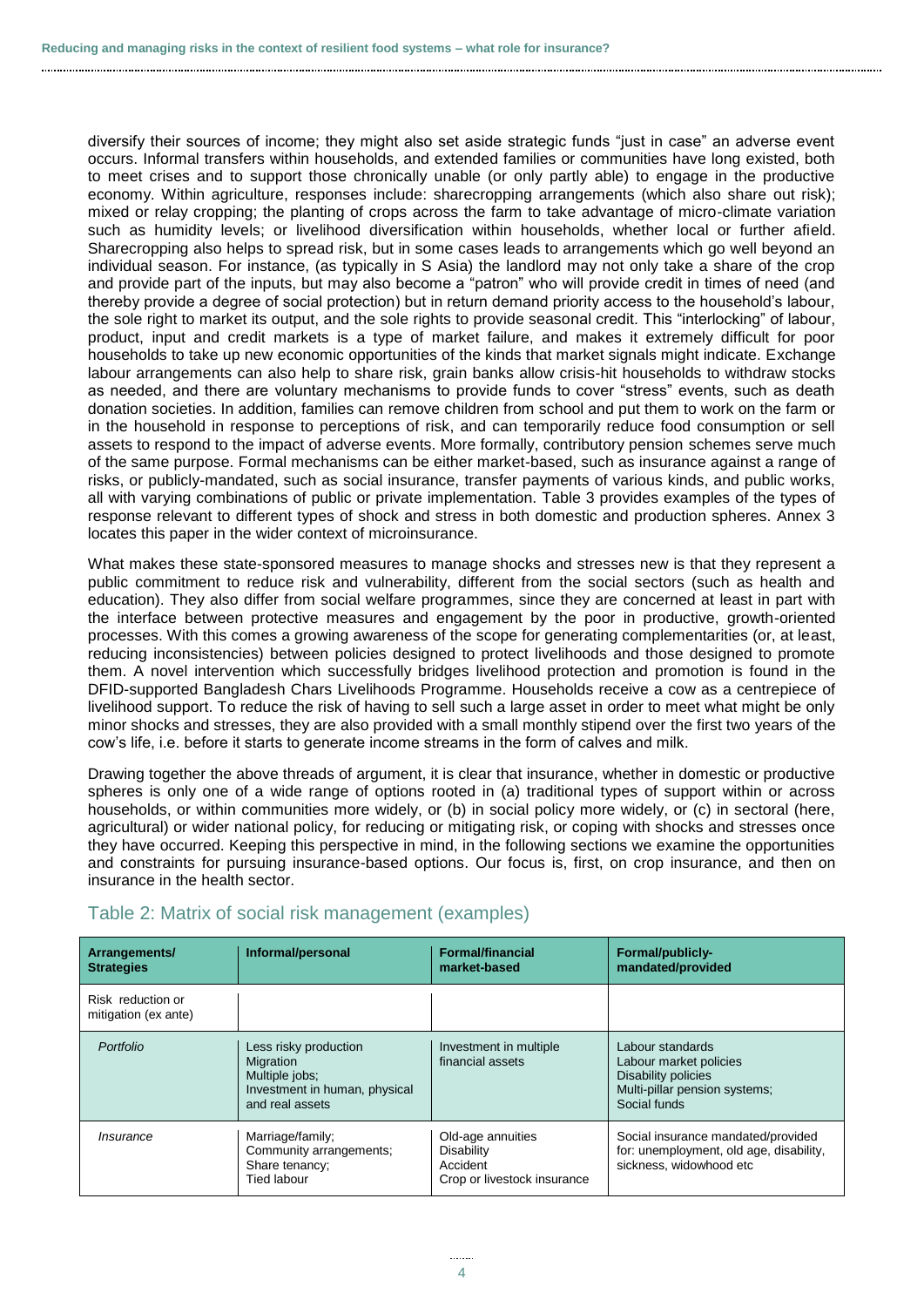diversify their sources of income; they might also set aside strategic funds "just in case" an adverse event occurs. Informal transfers within households, and extended families or communities have long existed, both to meet crises and to support those chronically unable (or only partly able) to engage in the productive economy. Within agriculture, responses include: sharecropping arrangements (which also share out risk); mixed or relay cropping; the planting of crops across the farm to take advantage of micro-climate variation such as humidity levels; or livelihood diversification within households, whether local or further afield. Sharecropping also helps to spread risk, but in some cases leads to arrangements which go well beyond an individual season. For instance, (as typically in S Asia) the landlord may not only take a share of the crop and provide part of the inputs, but may also become a "patron" who will provide credit in times of need (and thereby provide a degree of social protection) but in return demand priority access to the household's labour, the sole right to market its output, and the sole rights to provide seasonal credit. This "interlocking" of labour, product, input and credit markets is a type of market failure, and makes it extremely difficult for poor households to take up new economic opportunities of the kinds that market signals might indicate. Exchange labour arrangements can also help to share risk, grain banks allow crisis-hit households to withdraw stocks as needed, and there are voluntary mechanisms to provide funds to cover "stress" events, such as death donation societies. In addition, families can remove children from school and put them to work on the farm or in the household in response to perceptions of risk, and can temporarily reduce food consumption or sell assets to respond to the impact of adverse events. More formally, contributory pension schemes serve much of the same purpose. Formal mechanisms can be either market-based, such as insurance against a range of risks, or publicly-mandated, such as social insurance, transfer payments of various kinds, and public works, all with varying combinations of public or private implementation. Table 3 provides examples of the types of response relevant to different types of shock and stress in both domestic and production spheres. Annex 3 locates this paper in the wider context of microinsurance.

What makes these state-sponsored measures to manage shocks and stresses new is that they represent a public commitment to reduce risk and vulnerability, different from the social sectors (such as health and education). They also differ from social welfare programmes, since they are concerned at least in part with the interface between protective measures and engagement by the poor in productive, growth-oriented processes. With this comes a growing awareness of the scope for generating complementarities (or, at least, reducing inconsistencies) between policies designed to protect livelihoods and those designed to promote them. A novel intervention which successfully bridges livelihood protection and promotion is found in the DFID-supported Bangladesh Chars Livelihoods Programme. Households receive a cow as a centrepiece of livelihood support. To reduce the risk of having to sell such a large asset in order to meet what might be only minor shocks and stresses, they are also provided with a small monthly stipend over the first two years of the cow's life, i.e. before it starts to generate income streams in the form of calves and milk.

Drawing together the above threads of argument, it is clear that insurance, whether in domestic or productive spheres is only one of a wide range of options rooted in (a) traditional types of support within or across households, or within communities more widely, or (b) in social policy more widely, or (c) in sectoral (here, agricultural) or wider national policy, for reducing or mitigating risk, or coping with shocks and stresses once they have occurred. Keeping this perspective in mind, in the following sections we examine the opportunities and constraints for pursuing insurance-based options. Our focus is, first, on crop insurance, and then on insurance in the health sector.

## Table 2: Matrix of social risk management (examples)

| Arrangements/ Strategies | Informal/personal | Formal/financial market-based | Formal/publicly-mandated/provided |
|---|---|---|---|
| Risk reduction or mitigation (ex ante) | | | |
| *Portfolio* | Less risky production<br>Migration<br>Multiple jobs;<br>Investment in human, physical and real assets | Investment in multiple financial assets | Labour standards<br>Labour market policies<br>Disability policies<br>Multi-pillar pension systems;<br>Social funds |
| *Insurance* | Marriage/family;<br>Community arrangements;<br>Share tenancy;<br>Tied labour | Old-age annuities<br>Disability<br>Accident<br>Crop or livestock insurance | Social insurance mandated/provided for: unemployment, old age, disability, sickness, widowhood etc |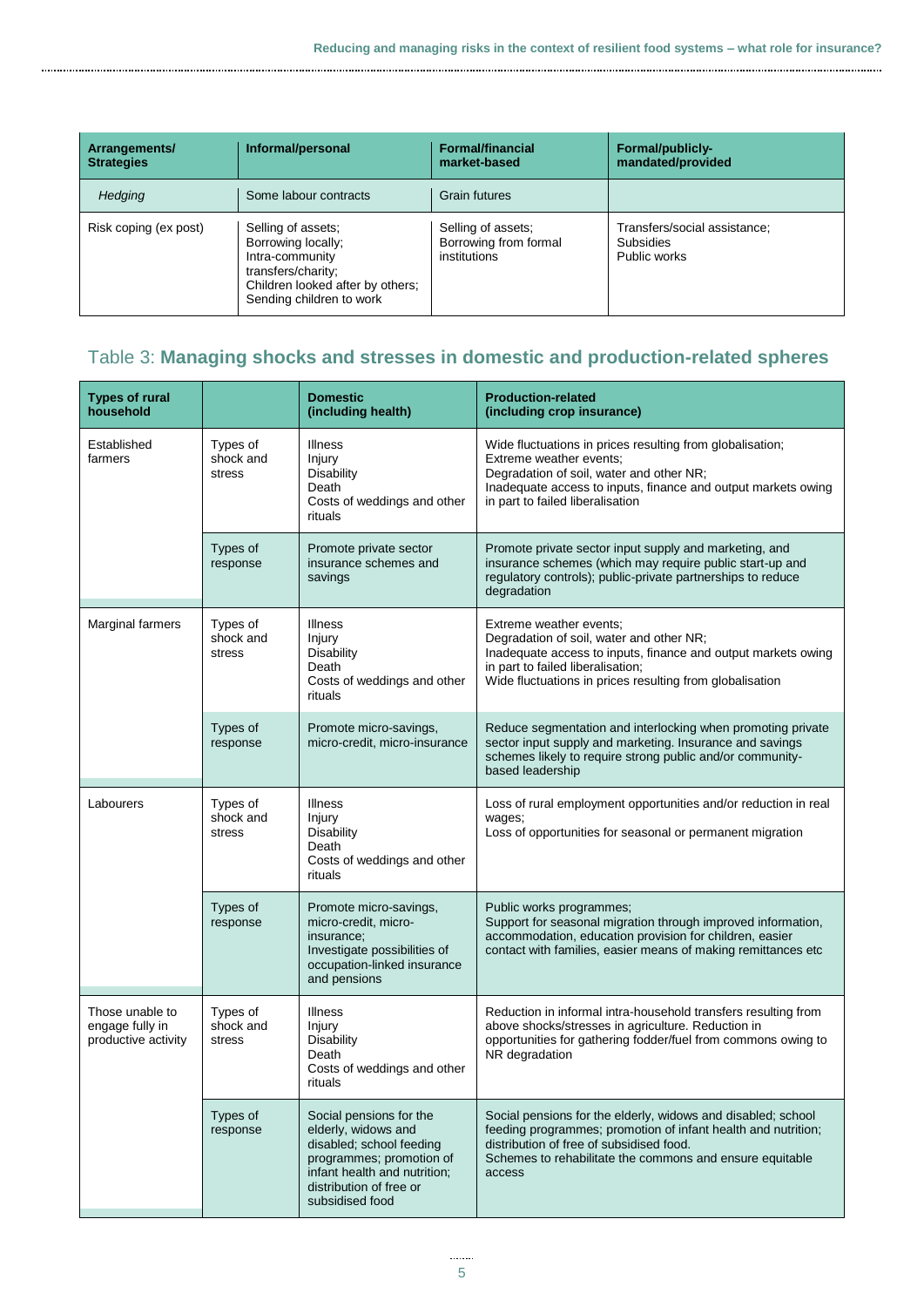| Arrangements/ Strategies | Informal/personal | Formal/financial market-based | Formal/publicly-mandated/provided |
|---|---|---|---|
| *Hedging* | Some labour contracts | Grain futures | |
| Risk coping (ex post) | Selling of assets; Borrowing locally; Intra-community transfers/charity; Children looked after by others; Sending children to work | Selling of assets; Borrowing from formal institutions | Transfers/social assistance; Subsidies Public works |

## Table 3: **Managing shocks and stresses in domestic and production-related spheres**

| Types of rural household | | Domestic (including health) | Production-related (including crop insurance) |
|---|---|---|---|
| Established farmers | Types of shock and stress | Illness Injury Disability Death Costs of weddings and other rituals | Wide fluctuations in prices resulting from globalisation; Extreme weather events; Degradation of soil, water and other NR; Inadequate access to inputs, finance and output markets owing in part to failed liberalisation |
| | Types of response | Promote private sector insurance schemes and savings | Promote private sector input supply and marketing, and insurance schemes (which may require public start-up and regulatory controls); public-private partnerships to reduce degradation |
| Marginal farmers | Types of shock and stress | Illness Injury Disability Death Costs of weddings and other rituals | Extreme weather events; Degradation of soil, water and other NR; Inadequate access to inputs, finance and output markets owing in part to failed liberalisation; Wide fluctuations in prices resulting from globalisation |
| | Types of response | Promote micro-savings, micro-credit, micro-insurance | Reduce segmentation and interlocking when promoting private sector input supply and marketing. Insurance and savings schemes likely to require strong public and/or community-based leadership |
| Labourers | Types of shock and stress | Illness Injury Disability Death Costs of weddings and other rituals | Loss of rural employment opportunities and/or reduction in real wages; Loss of opportunities for seasonal or permanent migration |
| | Types of response | Promote micro-savings, micro-credit, micro-insurance; Investigate possibilities of occupation-linked insurance and pensions | Public works programmes; Support for seasonal migration through improved information, accommodation, education provision for children, easier contact with families, easier means of making remittances etc |
| Those unable to engage fully in productive activity | Types of shock and stress | Illness Injury Disability Death Costs of weddings and other rituals | Reduction in informal intra-household transfers resulting from above shocks/stresses in agriculture. Reduction in opportunities for gathering fodder/fuel from commons owing to NR degradation |
| | Types of response | Social pensions for the elderly, widows and disabled; school feeding programmes; promotion of infant health and nutrition; distribution of free or subsidised food | Social pensions for the elderly, widows and disabled; school feeding programmes; promotion of infant health and nutrition; distribution of free of subsidised food. Schemes to rehabilitate the commons and ensure equitable access |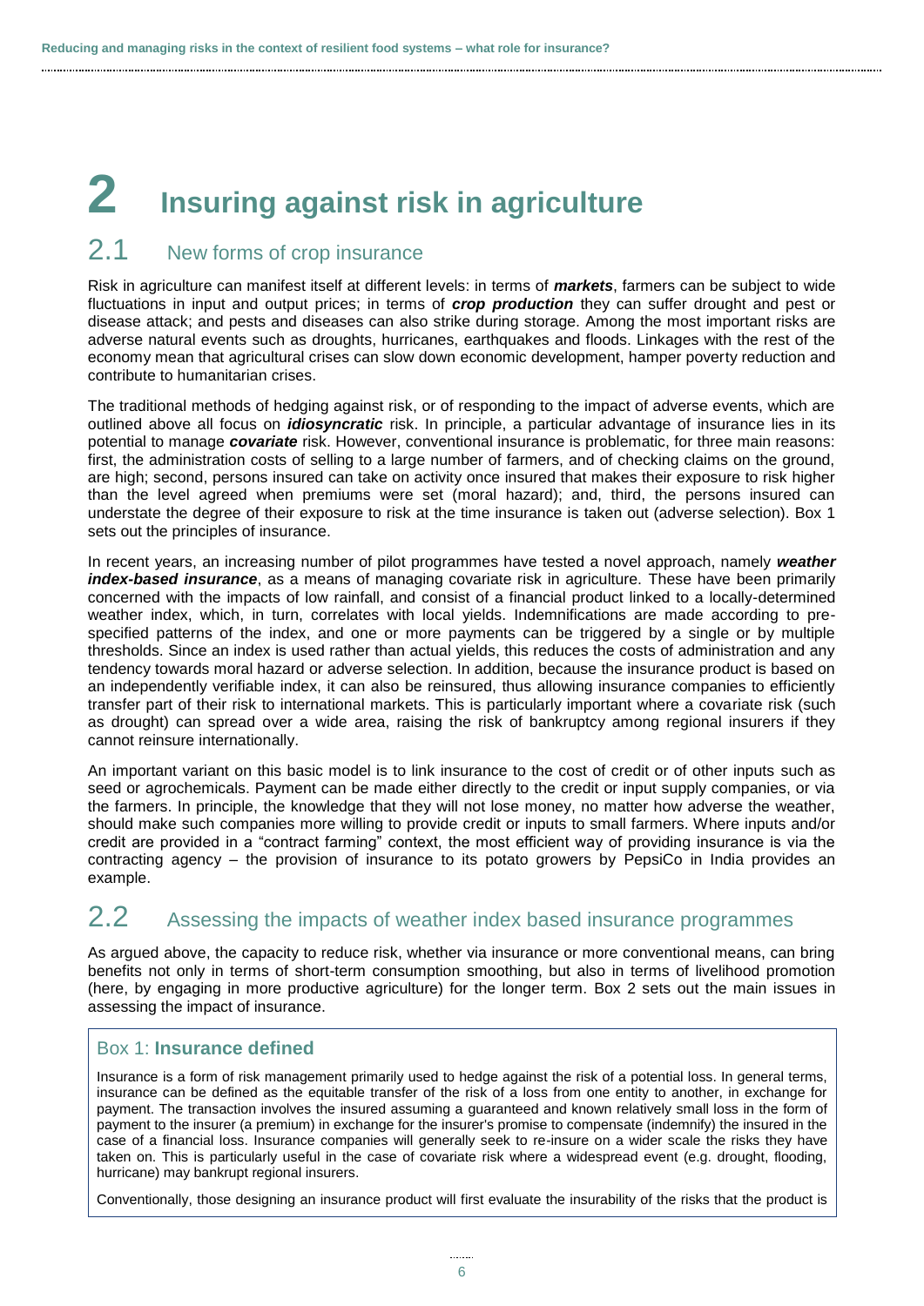# 2 Insuring against risk in agriculture

## 2.1 New forms of crop insurance

Risk in agriculture can manifest itself at different levels: in terms of ***markets***, farmers can be subject to wide fluctuations in input and output prices; in terms of ***crop production*** they can suffer drought and pest or disease attack; and pests and diseases can also strike during storage. Among the most important risks are adverse natural events such as droughts, hurricanes, earthquakes and floods. Linkages with the rest of the economy mean that agricultural crises can slow down economic development, hamper poverty reduction and contribute to humanitarian crises.

The traditional methods of hedging against risk, or of responding to the impact of adverse events, which are outlined above all focus on ***idiosyncratic*** risk. In principle, a particular advantage of insurance lies in its potential to manage ***covariate*** risk. However, conventional insurance is problematic, for three main reasons: first, the administration costs of selling to a large number of farmers, and of checking claims on the ground, are high; second, persons insured can take on activity once insured that makes their exposure to risk higher than the level agreed when premiums were set (moral hazard); and, third, the persons insured can understate the degree of their exposure to risk at the time insurance is taken out (adverse selection). Box 1 sets out the principles of insurance.

In recent years, an increasing number of pilot programmes have tested a novel approach, namely ***weather index-based insurance***, as a means of managing covariate risk in agriculture. These have been primarily concerned with the impacts of low rainfall, and consist of a financial product linked to a locally-determined weather index, which, in turn, correlates with local yields. Indemnifications are made according to pre-specified patterns of the index, and one or more payments can be triggered by a single or by multiple thresholds. Since an index is used rather than actual yields, this reduces the costs of administration and any tendency towards moral hazard or adverse selection. In addition, because the insurance product is based on an independently verifiable index, it can also be reinsured, thus allowing insurance companies to efficiently transfer part of their risk to international markets. This is particularly important where a covariate risk (such as drought) can spread over a wide area, raising the risk of bankruptcy among regional insurers if they cannot reinsure internationally.

An important variant on this basic model is to link insurance to the cost of credit or of other inputs such as seed or agrochemicals. Payment can be made either directly to the credit or input supply companies, or via the farmers. In principle, the knowledge that they will not lose money, no matter how adverse the weather, should make such companies more willing to provide credit or inputs to small farmers. Where inputs and/or credit are provided in a "contract farming" context, the most efficient way of providing insurance is via the contracting agency – the provision of insurance to its potato growers by PepsiCo in India provides an example.

## 2.2 Assessing the impacts of weather index based insurance programmes

As argued above, the capacity to reduce risk, whether via insurance or more conventional means, can bring benefits not only in terms of short-term consumption smoothing, but also in terms of livelihood promotion (here, by engaging in more productive agriculture) for the longer term. Box 2 sets out the main issues in assessing the impact of insurance.

### Box 1: **Insurance defined**

Insurance is a form of risk management primarily used to hedge against the risk of a potential loss. In general terms, insurance can be defined as the equitable transfer of the risk of a loss from one entity to another, in exchange for payment. The transaction involves the insured assuming a guaranteed and known relatively small loss in the form of payment to the insurer (a premium) in exchange for the insurer's promise to compensate (indemnify) the insured in the case of a financial loss. Insurance companies will generally seek to re-insure on a wider scale the risks they have taken on. This is particularly useful in the case of covariate risk where a widespread event (e.g. drought, flooding, hurricane) may bankrupt regional insurers.

Conventionally, those designing an insurance product will first evaluate the insurability of the risks that the product is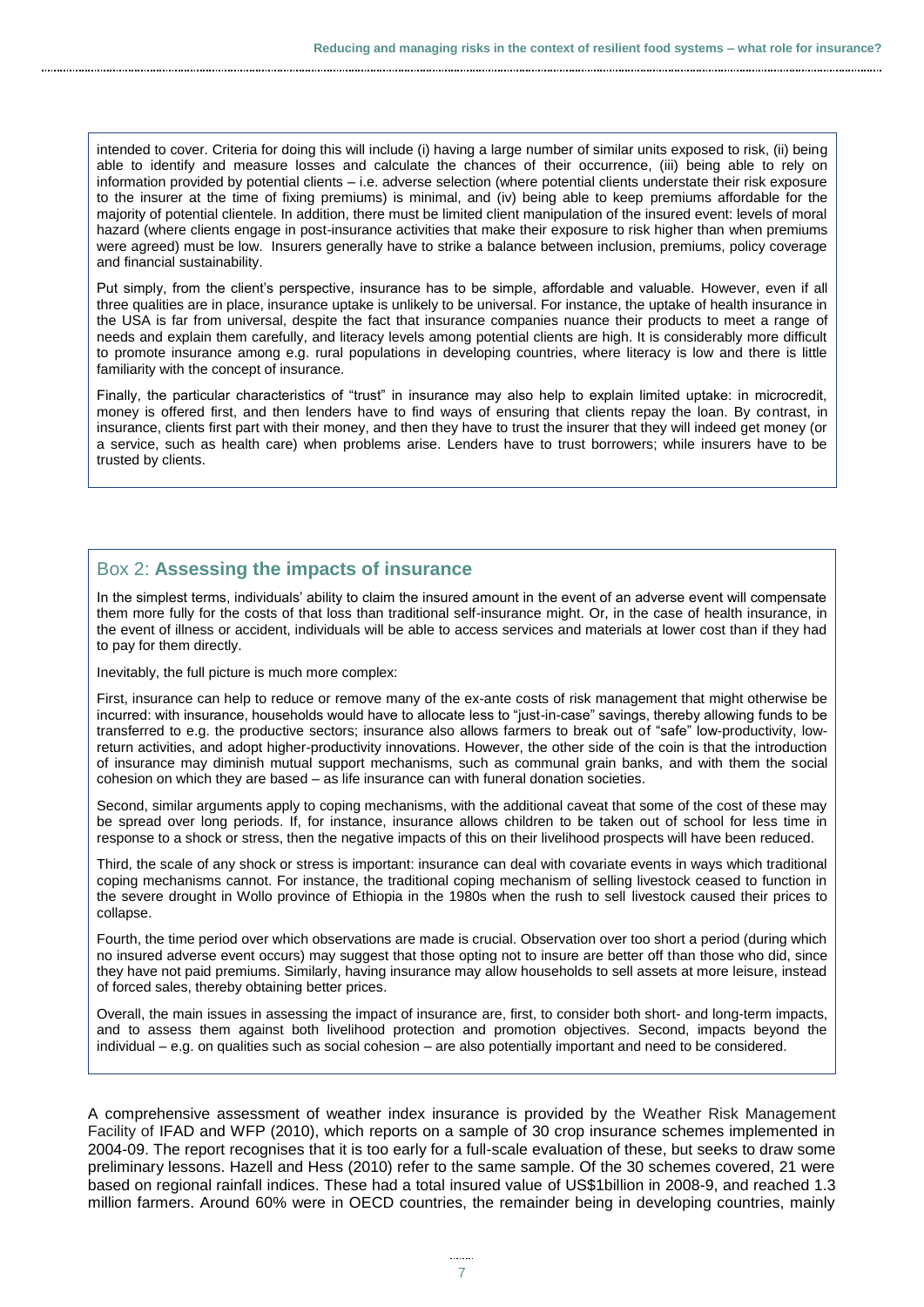intended to cover. Criteria for doing this will include (i) having a large number of similar units exposed to risk, (ii) being able to identify and measure losses and calculate the chances of their occurrence, (iii) being able to rely on information provided by potential clients – i.e. adverse selection (where potential clients understate their risk exposure to the insurer at the time of fixing premiums) is minimal, and (iv) being able to keep premiums affordable for the majority of potential clientele. In addition, there must be limited client manipulation of the insured event: levels of moral hazard (where clients engage in post-insurance activities that make their exposure to risk higher than when premiums were agreed) must be low. Insurers generally have to strike a balance between inclusion, premiums, policy coverage and financial sustainability.

Put simply, from the client's perspective, insurance has to be simple, affordable and valuable. However, even if all three qualities are in place, insurance uptake is unlikely to be universal. For instance, the uptake of health insurance in the USA is far from universal, despite the fact that insurance companies nuance their products to meet a range of needs and explain them carefully, and literacy levels among potential clients are high. It is considerably more difficult to promote insurance among e.g. rural populations in developing countries, where literacy is low and there is little familiarity with the concept of insurance.

Finally, the particular characteristics of "trust" in insurance may also help to explain limited uptake: in microcredit, money is offered first, and then lenders have to find ways of ensuring that clients repay the loan. By contrast, in insurance, clients first part with their money, and then they have to trust the insurer that they will indeed get money (or a service, such as health care) when problems arise. Lenders have to trust borrowers; while insurers have to be trusted by clients.

## Box 2: **Assessing the impacts of insurance**

In the simplest terms, individuals' ability to claim the insured amount in the event of an adverse event will compensate them more fully for the costs of that loss than traditional self-insurance might. Or, in the case of health insurance, in the event of illness or accident, individuals will be able to access services and materials at lower cost than if they had to pay for them directly.

Inevitably, the full picture is much more complex:

First, insurance can help to reduce or remove many of the ex-ante costs of risk management that might otherwise be incurred: with insurance, households would have to allocate less to "just-in-case" savings, thereby allowing funds to be transferred to e.g. the productive sectors; insurance also allows farmers to break out of "safe" low-productivity, low-return activities, and adopt higher-productivity innovations. However, the other side of the coin is that the introduction of insurance may diminish mutual support mechanisms, such as communal grain banks, and with them the social cohesion on which they are based – as life insurance can with funeral donation societies.

Second, similar arguments apply to coping mechanisms, with the additional caveat that some of the cost of these may be spread over long periods. If, for instance, insurance allows children to be taken out of school for less time in response to a shock or stress, then the negative impacts of this on their livelihood prospects will have been reduced.

Third, the scale of any shock or stress is important: insurance can deal with covariate events in ways which traditional coping mechanisms cannot. For instance, the traditional coping mechanism of selling livestock ceased to function in the severe drought in Wollo province of Ethiopia in the 1980s when the rush to sell livestock caused their prices to collapse.

Fourth, the time period over which observations are made is crucial. Observation over too short a period (during which no insured adverse event occurs) may suggest that those opting not to insure are better off than those who did, since they have not paid premiums. Similarly, having insurance may allow households to sell assets at more leisure, instead of forced sales, thereby obtaining better prices.

Overall, the main issues in assessing the impact of insurance are, first, to consider both short- and long-term impacts, and to assess them against both livelihood protection and promotion objectives. Second, impacts beyond the individual – e.g. on qualities such as social cohesion – are also potentially important and need to be considered.

A comprehensive assessment of weather index insurance is provided by the Weather Risk Management Facility of IFAD and WFP (2010), which reports on a sample of 30 crop insurance schemes implemented in 2004-09. The report recognises that it is too early for a full-scale evaluation of these, but seeks to draw some preliminary lessons. Hazell and Hess (2010) refer to the same sample. Of the 30 schemes covered, 21 were based on regional rainfall indices. These had a total insured value of US$1billion in 2008-9, and reached 1.3 million farmers. Around 60% were in OECD countries, the remainder being in developing countries, mainly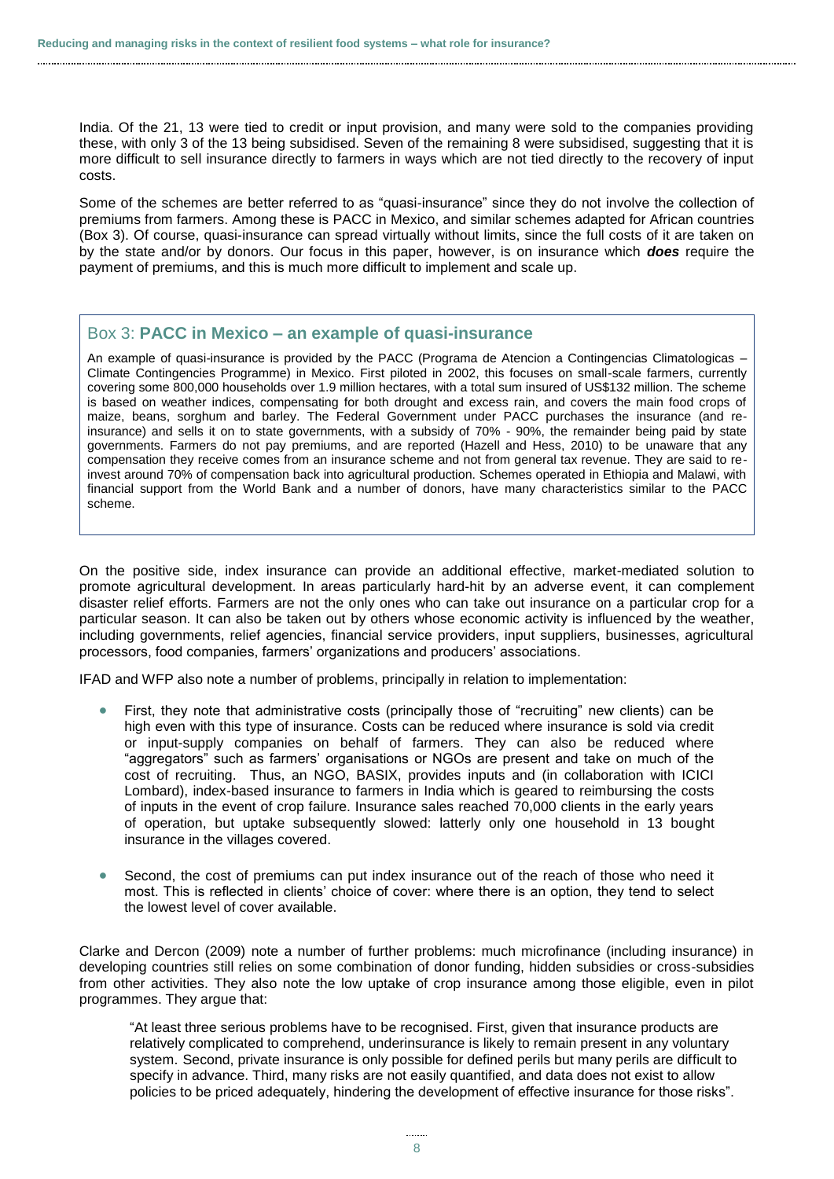India. Of the 21, 13 were tied to credit or input provision, and many were sold to the companies providing these, with only 3 of the 13 being subsidised. Seven of the remaining 8 were subsidised, suggesting that it is more difficult to sell insurance directly to farmers in ways which are not tied directly to the recovery of input costs.

Some of the schemes are better referred to as "quasi-insurance" since they do not involve the collection of premiums from farmers. Among these is PACC in Mexico, and similar schemes adapted for African countries (Box 3). Of course, quasi-insurance can spread virtually without limits, since the full costs of it are taken on by the state and/or by donors. Our focus in this paper, however, is on insurance which ***does*** require the payment of premiums, and this is much more difficult to implement and scale up.

### Box 3: **PACC in Mexico – an example of quasi-insurance**

An example of quasi-insurance is provided by the PACC (Programa de Atencion a Contingencias Climatologicas – Climate Contingencies Programme) in Mexico. First piloted in 2002, this focuses on small-scale farmers, currently covering some 800,000 households over 1.9 million hectares, with a total sum insured of US$132 million. The scheme is based on weather indices, compensating for both drought and excess rain, and covers the main food crops of maize, beans, sorghum and barley. The Federal Government under PACC purchases the insurance (and re-insurance) and sells it on to state governments, with a subsidy of 70% - 90%, the remainder being paid by state governments. Farmers do not pay premiums, and are reported (Hazell and Hess, 2010) to be unaware that any compensation they receive comes from an insurance scheme and not from general tax revenue. They are said to re-invest around 70% of compensation back into agricultural production. Schemes operated in Ethiopia and Malawi, with financial support from the World Bank and a number of donors, have many characteristics similar to the PACC scheme.

On the positive side, index insurance can provide an additional effective, market-mediated solution to promote agricultural development. In areas particularly hard-hit by an adverse event, it can complement disaster relief efforts. Farmers are not the only ones who can take out insurance on a particular crop for a particular season. It can also be taken out by others whose economic activity is influenced by the weather, including governments, relief agencies, financial service providers, input suppliers, businesses, agricultural processors, food companies, farmers' organizations and producers' associations.

IFAD and WFP also note a number of problems, principally in relation to implementation:

- First, they note that administrative costs (principally those of "recruiting" new clients) can be high even with this type of insurance. Costs can be reduced where insurance is sold via credit or input-supply companies on behalf of farmers. They can also be reduced where "aggregators" such as farmers' organisations or NGOs are present and take on much of the cost of recruiting. Thus, an NGO, BASIX, provides inputs and (in collaboration with ICICI Lombard), index-based insurance to farmers in India which is geared to reimbursing the costs of inputs in the event of crop failure. Insurance sales reached 70,000 clients in the early years of operation, but uptake subsequently slowed: latterly only one household in 13 bought insurance in the villages covered.

- Second, the cost of premiums can put index insurance out of the reach of those who need it most. This is reflected in clients' choice of cover: where there is an option, they tend to select the lowest level of cover available.

Clarke and Dercon (2009) note a number of further problems: much microfinance (including insurance) in developing countries still relies on some combination of donor funding, hidden subsidies or cross-subsidies from other activities. They also note the low uptake of crop insurance among those eligible, even in pilot programmes. They argue that:

> "At least three serious problems have to be recognised. First, given that insurance products are relatively complicated to comprehend, underinsurance is likely to remain present in any voluntary system. Second, private insurance is only possible for defined perils but many perils are difficult to specify in advance. Third, many risks are not easily quantified, and data does not exist to allow policies to be priced adequately, hindering the development of effective insurance for those risks".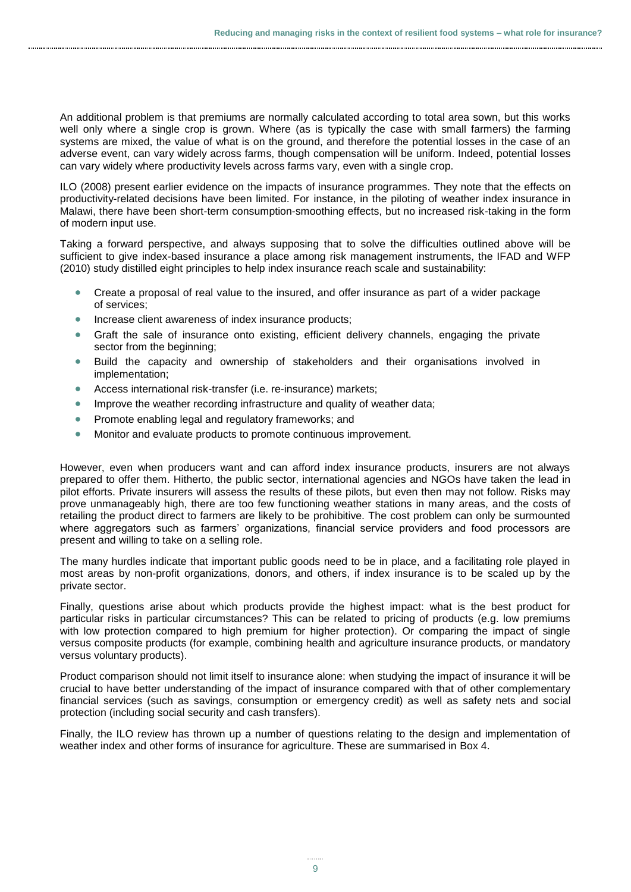An additional problem is that premiums are normally calculated according to total area sown, but this works well only where a single crop is grown. Where (as is typically the case with small farmers) the farming systems are mixed, the value of what is on the ground, and therefore the potential losses in the case of an adverse event, can vary widely across farms, though compensation will be uniform. Indeed, potential losses can vary widely where productivity levels across farms vary, even with a single crop.

ILO (2008) present earlier evidence on the impacts of insurance programmes. They note that the effects on productivity-related decisions have been limited. For instance, in the piloting of weather index insurance in Malawi, there have been short-term consumption-smoothing effects, but no increased risk-taking in the form of modern input use.

Taking a forward perspective, and always supposing that to solve the difficulties outlined above will be sufficient to give index-based insurance a place among risk management instruments, the IFAD and WFP (2010) study distilled eight principles to help index insurance reach scale and sustainability:

- Create a proposal of real value to the insured, and offer insurance as part of a wider package of services;
- Increase client awareness of index insurance products;
- Graft the sale of insurance onto existing, efficient delivery channels, engaging the private sector from the beginning;
- Build the capacity and ownership of stakeholders and their organisations involved in implementation;
- Access international risk-transfer (i.e. re-insurance) markets;
- Improve the weather recording infrastructure and quality of weather data;
- Promote enabling legal and regulatory frameworks; and
- Monitor and evaluate products to promote continuous improvement.

However, even when producers want and can afford index insurance products, insurers are not always prepared to offer them. Hitherto, the public sector, international agencies and NGOs have taken the lead in pilot efforts. Private insurers will assess the results of these pilots, but even then may not follow. Risks may prove unmanageably high, there are too few functioning weather stations in many areas, and the costs of retailing the product direct to farmers are likely to be prohibitive. The cost problem can only be surmounted where aggregators such as farmers' organizations, financial service providers and food processors are present and willing to take on a selling role.

The many hurdles indicate that important public goods need to be in place, and a facilitating role played in most areas by non-profit organizations, donors, and others, if index insurance is to be scaled up by the private sector.

Finally, questions arise about which products provide the highest impact: what is the best product for particular risks in particular circumstances? This can be related to pricing of products (e.g. low premiums with low protection compared to high premium for higher protection). Or comparing the impact of single versus composite products (for example, combining health and agriculture insurance products, or mandatory versus voluntary products).

Product comparison should not limit itself to insurance alone: when studying the impact of insurance it will be crucial to have better understanding of the impact of insurance compared with that of other complementary financial services (such as savings, consumption or emergency credit) as well as safety nets and social protection (including social security and cash transfers).

Finally, the ILO review has thrown up a number of questions relating to the design and implementation of weather index and other forms of insurance for agriculture. These are summarised in Box 4.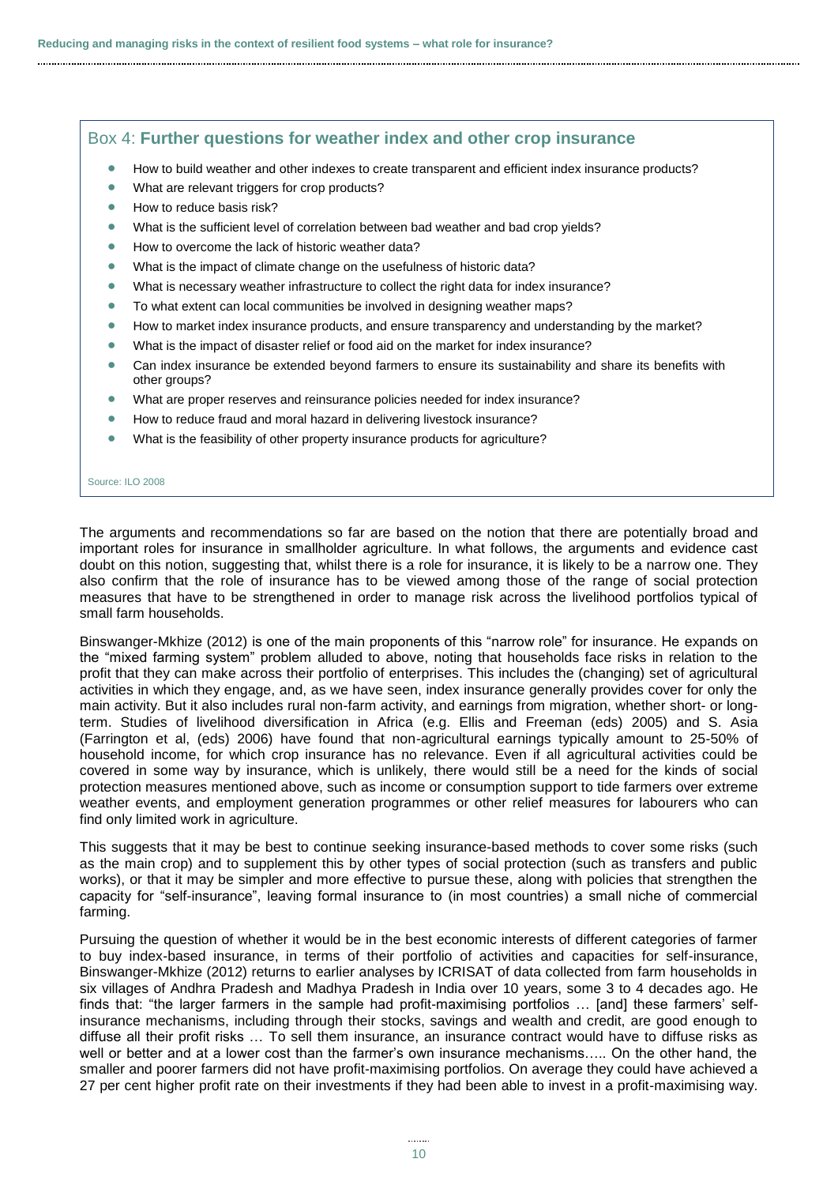### Box 4: **Further questions for weather index and other crop insurance**

- How to build weather and other indexes to create transparent and efficient index insurance products?
- What are relevant triggers for crop products?
- How to reduce basis risk?
- What is the sufficient level of correlation between bad weather and bad crop yields?
- How to overcome the lack of historic weather data?
- What is the impact of climate change on the usefulness of historic data?
- What is necessary weather infrastructure to collect the right data for index insurance?
- To what extent can local communities be involved in designing weather maps?
- How to market index insurance products, and ensure transparency and understanding by the market?
- What is the impact of disaster relief or food aid on the market for index insurance?
- Can index insurance be extended beyond farmers to ensure its sustainability and share its benefits with other groups?
- What are proper reserves and reinsurance policies needed for index insurance?
- How to reduce fraud and moral hazard in delivering livestock insurance?
- What is the feasibility of other property insurance products for agriculture?

Source: ILO 2008

The arguments and recommendations so far are based on the notion that there are potentially broad and important roles for insurance in smallholder agriculture. In what follows, the arguments and evidence cast doubt on this notion, suggesting that, whilst there is a role for insurance, it is likely to be a narrow one. They also confirm that the role of insurance has to be viewed among those of the range of social protection measures that have to be strengthened in order to manage risk across the livelihood portfolios typical of small farm households.

Binswanger-Mkhize (2012) is one of the main proponents of this "narrow role" for insurance. He expands on the "mixed farming system" problem alluded to above, noting that households face risks in relation to the profit that they can make across their portfolio of enterprises. This includes the (changing) set of agricultural activities in which they engage, and, as we have seen, index insurance generally provides cover for only the main activity. But it also includes rural non-farm activity, and earnings from migration, whether short- or long-term. Studies of livelihood diversification in Africa (e.g. Ellis and Freeman (eds) 2005) and S. Asia (Farrington et al, (eds) 2006) have found that non-agricultural earnings typically amount to 25-50% of household income, for which crop insurance has no relevance. Even if all agricultural activities could be covered in some way by insurance, which is unlikely, there would still be a need for the kinds of social protection measures mentioned above, such as income or consumption support to tide farmers over extreme weather events, and employment generation programmes or other relief measures for labourers who can find only limited work in agriculture.

This suggests that it may be best to continue seeking insurance-based methods to cover some risks (such as the main crop) and to supplement this by other types of social protection (such as transfers and public works), or that it may be simpler and more effective to pursue these, along with policies that strengthen the capacity for "self-insurance", leaving formal insurance to (in most countries) a small niche of commercial farming.

Pursuing the question of whether it would be in the best economic interests of different categories of farmer to buy index-based insurance, in terms of their portfolio of activities and capacities for self-insurance, Binswanger-Mkhize (2012) returns to earlier analyses by ICRISAT of data collected from farm households in six villages of Andhra Pradesh and Madhya Pradesh in India over 10 years, some 3 to 4 decades ago. He finds that: "the larger farmers in the sample had profit-maximising portfolios … [and] these farmers' self-insurance mechanisms, including through their stocks, savings and wealth and credit, are good enough to diffuse all their profit risks … To sell them insurance, an insurance contract would have to diffuse risks as well or better and at a lower cost than the farmer's own insurance mechanisms….. On the other hand, the smaller and poorer farmers did not have profit-maximising portfolios. On average they could have achieved a 27 per cent higher profit rate on their investments if they had been able to invest in a profit-maximising way.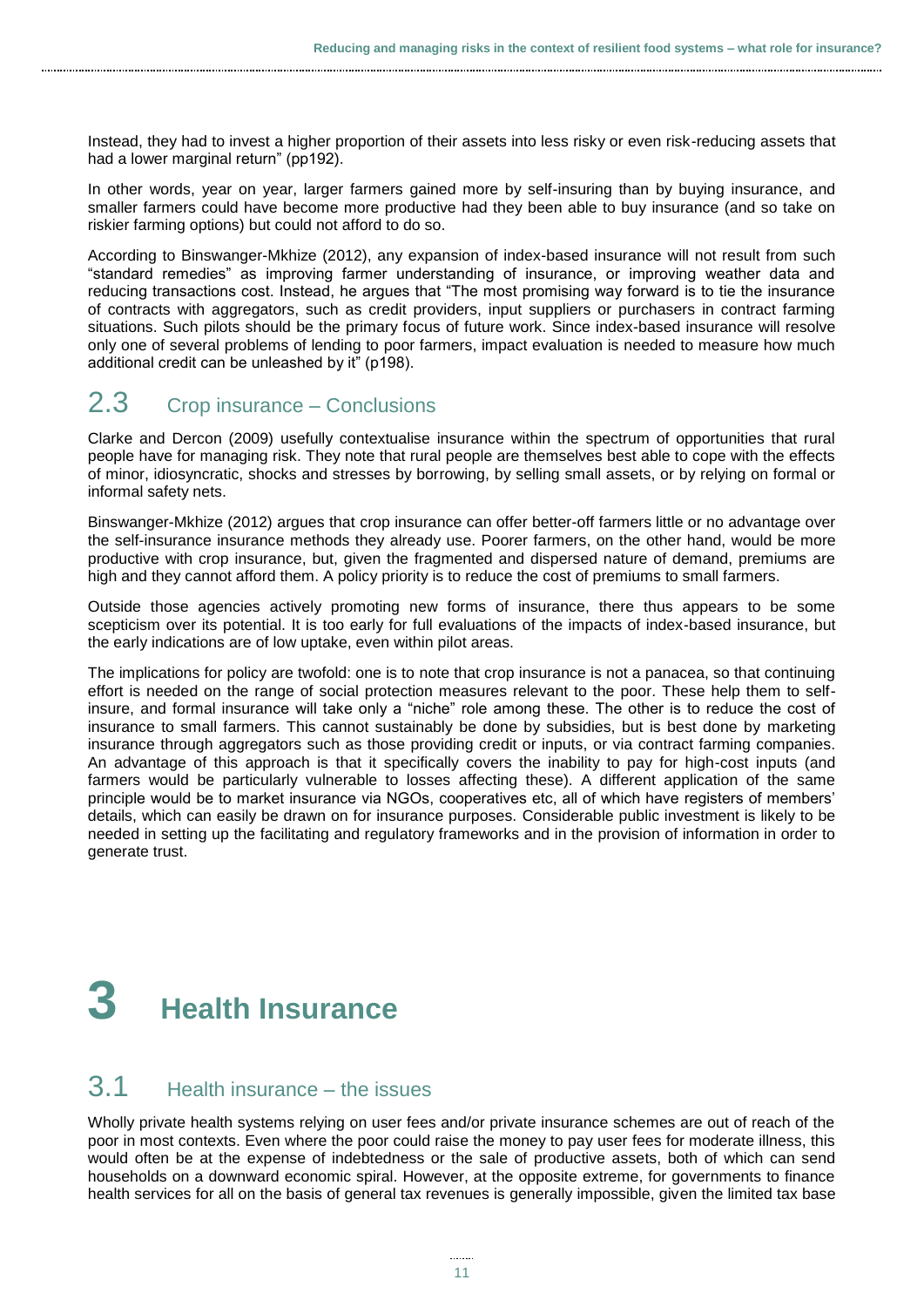Instead, they had to invest a higher proportion of their assets into less risky or even risk-reducing assets that had a lower marginal return" (pp192).

In other words, year on year, larger farmers gained more by self-insuring than by buying insurance, and smaller farmers could have become more productive had they been able to buy insurance (and so take on riskier farming options) but could not afford to do so.

According to Binswanger-Mkhize (2012), any expansion of index-based insurance will not result from such "standard remedies" as improving farmer understanding of insurance, or improving weather data and reducing transactions cost. Instead, he argues that "The most promising way forward is to tie the insurance of contracts with aggregators, such as credit providers, input suppliers or purchasers in contract farming situations. Such pilots should be the primary focus of future work. Since index-based insurance will resolve only one of several problems of lending to poor farmers, impact evaluation is needed to measure how much additional credit can be unleashed by it" (p198).

## 2.3 Crop insurance – Conclusions

Clarke and Dercon (2009) usefully contextualise insurance within the spectrum of opportunities that rural people have for managing risk. They note that rural people are themselves best able to cope with the effects of minor, idiosyncratic, shocks and stresses by borrowing, by selling small assets, or by relying on formal or informal safety nets.

Binswanger-Mkhize (2012) argues that crop insurance can offer better-off farmers little or no advantage over the self-insurance insurance methods they already use. Poorer farmers, on the other hand, would be more productive with crop insurance, but, given the fragmented and dispersed nature of demand, premiums are high and they cannot afford them. A policy priority is to reduce the cost of premiums to small farmers.

Outside those agencies actively promoting new forms of insurance, there thus appears to be some scepticism over its potential. It is too early for full evaluations of the impacts of index-based insurance, but the early indications are of low uptake, even within pilot areas.

The implications for policy are twofold: one is to note that crop insurance is not a panacea, so that continuing effort is needed on the range of social protection measures relevant to the poor. These help them to self-insure, and formal insurance will take only a "niche" role among these. The other is to reduce the cost of insurance to small farmers. This cannot sustainably be done by subsidies, but is best done by marketing insurance through aggregators such as those providing credit or inputs, or via contract farming companies. An advantage of this approach is that it specifically covers the inability to pay for high-cost inputs (and farmers would be particularly vulnerable to losses affecting these). A different application of the same principle would be to market insurance via NGOs, cooperatives etc, all of which have registers of members' details, which can easily be drawn on for insurance purposes. Considerable public investment is likely to be needed in setting up the facilitating and regulatory frameworks and in the provision of information in order to generate trust.

# 3 Health Insurance

## 3.1 Health insurance – the issues

Wholly private health systems relying on user fees and/or private insurance schemes are out of reach of the poor in most contexts. Even where the poor could raise the money to pay user fees for moderate illness, this would often be at the expense of indebtedness or the sale of productive assets, both of which can send households on a downward economic spiral. However, at the opposite extreme, for governments to finance health services for all on the basis of general tax revenues is generally impossible, given the limited tax base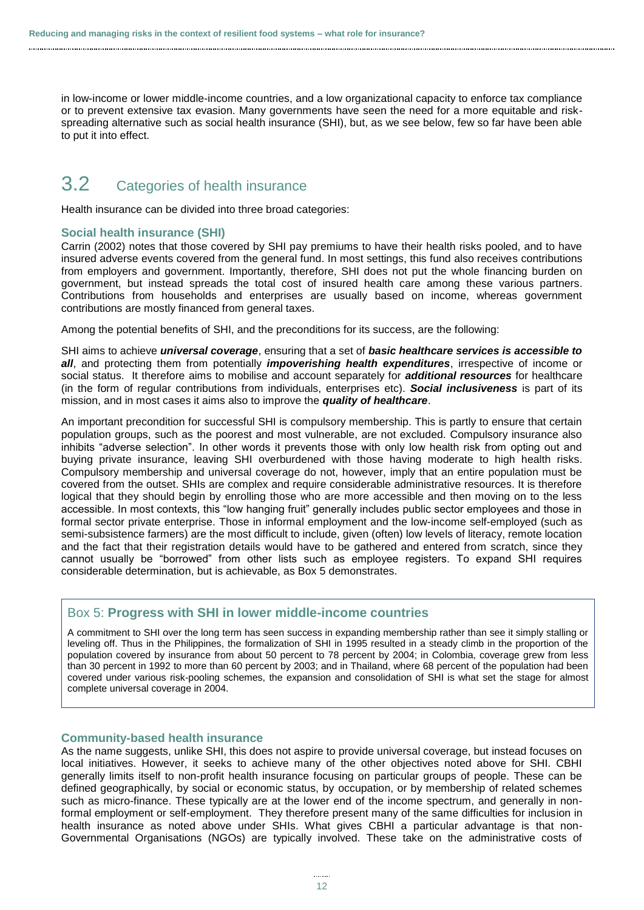in low-income or lower middle-income countries, and a low organizational capacity to enforce tax compliance or to prevent extensive tax evasion. Many governments have seen the need for a more equitable and risk-spreading alternative such as social health insurance (SHI), but, as we see below, few so far have been able to put it into effect.

## 3.2 Categories of health insurance

Health insurance can be divided into three broad categories:

### Social health insurance (SHI)

Carrin (2002) notes that those covered by SHI pay premiums to have their health risks pooled, and to have insured adverse events covered from the general fund. In most settings, this fund also receives contributions from employers and government. Importantly, therefore, SHI does not put the whole financing burden on government, but instead spreads the total cost of insured health care among these various partners. Contributions from households and enterprises are usually based on income, whereas government contributions are mostly financed from general taxes.

Among the potential benefits of SHI, and the preconditions for its success, are the following:

SHI aims to achieve ***universal coverage***, ensuring that a set of ***basic healthcare services is accessible to all***, and protecting them from potentially ***impoverishing health expenditures***, irrespective of income or social status. It therefore aims to mobilise and account separately for ***additional resources*** for healthcare (in the form of regular contributions from individuals, enterprises etc). ***Social inclusiveness*** is part of its mission, and in most cases it aims also to improve the ***quality of healthcare***.

An important precondition for successful SHI is compulsory membership. This is partly to ensure that certain population groups, such as the poorest and most vulnerable, are not excluded. Compulsory insurance also inhibits "adverse selection". In other words it prevents those with only low health risk from opting out and buying private insurance, leaving SHI overburdened with those having moderate to high health risks. Compulsory membership and universal coverage do not, however, imply that an entire population must be covered from the outset. SHIs are complex and require considerable administrative resources. It is therefore logical that they should begin by enrolling those who are more accessible and then moving on to the less accessible. In most contexts, this "low hanging fruit" generally includes public sector employees and those in formal sector private enterprise. Those in informal employment and the low-income self-employed (such as semi-subsistence farmers) are the most difficult to include, given (often) low levels of literacy, remote location and the fact that their registration details would have to be gathered and entered from scratch, since they cannot usually be "borrowed" from other lists such as employee registers. To expand SHI requires considerable determination, but is achievable, as Box 5 demonstrates.

> **Box 5: Progress with SHI in lower middle-income countries**
>
> A commitment to SHI over the long term has seen success in expanding membership rather than see it simply stalling or leveling off. Thus in the Philippines, the formalization of SHI in 1995 resulted in a steady climb in the proportion of the population covered by insurance from about 50 percent to 78 percent by 2004; in Colombia, coverage grew from less than 30 percent in 1992 to more than 60 percent by 2003; and in Thailand, where 68 percent of the population had been covered under various risk-pooling schemes, the expansion and consolidation of SHI is what set the stage for almost complete universal coverage in 2004.

### Community-based health insurance

As the name suggests, unlike SHI, this does not aspire to provide universal coverage, but instead focuses on local initiatives. However, it seeks to achieve many of the other objectives noted above for SHI. CBHI generally limits itself to non-profit health insurance focusing on particular groups of people. These can be defined geographically, by social or economic status, by occupation, or by membership of related schemes such as micro-finance. These typically are at the lower end of the income spectrum, and generally in non-formal employment or self-employment. They therefore present many of the same difficulties for inclusion in health insurance as noted above under SHIs. What gives CBHI a particular advantage is that non-Governmental Organisations (NGOs) are typically involved. These take on the administrative costs of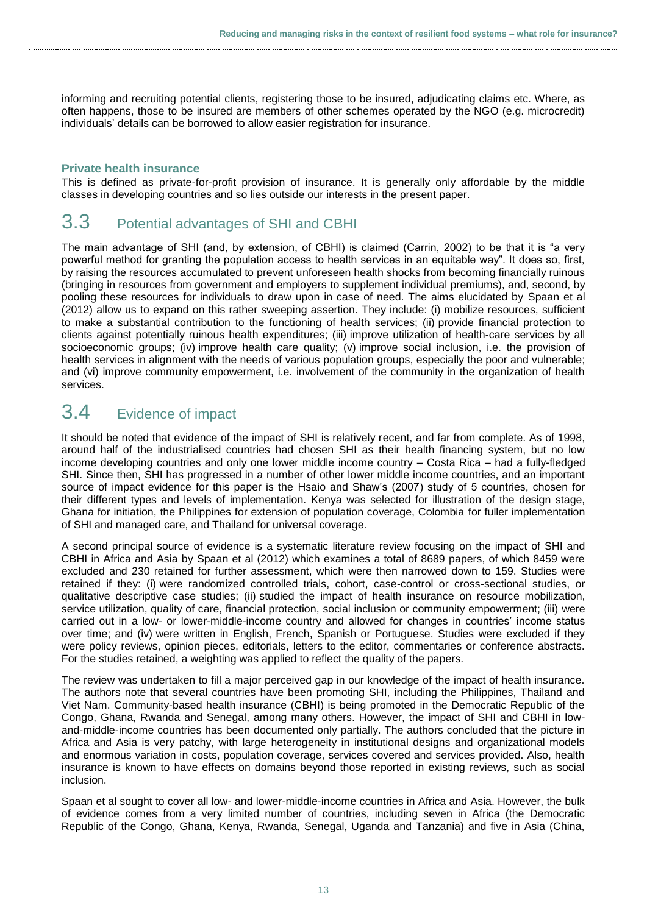informing and recruiting potential clients, registering those to be insured, adjudicating claims etc. Where, as often happens, those to be insured are members of other schemes operated by the NGO (e.g. microcredit) individuals' details can be borrowed to allow easier registration for insurance.

### Private health insurance

This is defined as private-for-profit provision of insurance. It is generally only affordable by the middle classes in developing countries and so lies outside our interests in the present paper.

## 3.3 Potential advantages of SHI and CBHI

The main advantage of SHI (and, by extension, of CBHI) is claimed (Carrin, 2002) to be that it is "a very powerful method for granting the population access to health services in an equitable way". It does so, first, by raising the resources accumulated to prevent unforeseen health shocks from becoming financially ruinous (bringing in resources from government and employers to supplement individual premiums), and, second, by pooling these resources for individuals to draw upon in case of need. The aims elucidated by Spaan et al (2012) allow us to expand on this rather sweeping assertion. They include: (i) mobilize resources, sufficient to make a substantial contribution to the functioning of health services; (ii) provide financial protection to clients against potentially ruinous health expenditures; (iii) improve utilization of health-care services by all socioeconomic groups; (iv) improve health care quality; (v) improve social inclusion, i.e. the provision of health services in alignment with the needs of various population groups, especially the poor and vulnerable; and (vi) improve community empowerment, i.e. involvement of the community in the organization of health services.

## 3.4 Evidence of impact

It should be noted that evidence of the impact of SHI is relatively recent, and far from complete. As of 1998, around half of the industrialised countries had chosen SHI as their health financing system, but no low income developing countries and only one lower middle income country – Costa Rica – had a fully-fledged SHI. Since then, SHI has progressed in a number of other lower middle income countries, and an important source of impact evidence for this paper is the Hsaio and Shaw's (2007) study of 5 countries, chosen for their different types and levels of implementation. Kenya was selected for illustration of the design stage, Ghana for initiation, the Philippines for extension of population coverage, Colombia for fuller implementation of SHI and managed care, and Thailand for universal coverage.

A second principal source of evidence is a systematic literature review focusing on the impact of SHI and CBHI in Africa and Asia by Spaan et al (2012) which examines a total of 8689 papers, of which 8459 were excluded and 230 retained for further assessment, which were then narrowed down to 159. Studies were retained if they: (i) were randomized controlled trials, cohort, case-control or cross-sectional studies, or qualitative descriptive case studies; (ii) studied the impact of health insurance on resource mobilization, service utilization, quality of care, financial protection, social inclusion or community empowerment; (iii) were carried out in a low- or lower-middle-income country and allowed for changes in countries' income status over time; and (iv) were written in English, French, Spanish or Portuguese. Studies were excluded if they were policy reviews, opinion pieces, editorials, letters to the editor, commentaries or conference abstracts. For the studies retained, a weighting was applied to reflect the quality of the papers.

The review was undertaken to fill a major perceived gap in our knowledge of the impact of health insurance. The authors note that several countries have been promoting SHI, including the Philippines, Thailand and Viet Nam. Community-based health insurance (CBHI) is being promoted in the Democratic Republic of the Congo, Ghana, Rwanda and Senegal, among many others. However, the impact of SHI and CBHI in low-and-middle-income countries has been documented only partially. The authors concluded that the picture in Africa and Asia is very patchy, with large heterogeneity in institutional designs and organizational models and enormous variation in costs, population coverage, services covered and services provided. Also, health insurance is known to have effects on domains beyond those reported in existing reviews, such as social inclusion.

Spaan et al sought to cover all low- and lower-middle-income countries in Africa and Asia. However, the bulk of evidence comes from a very limited number of countries, including seven in Africa (the Democratic Republic of the Congo, Ghana, Kenya, Rwanda, Senegal, Uganda and Tanzania) and five in Asia (China,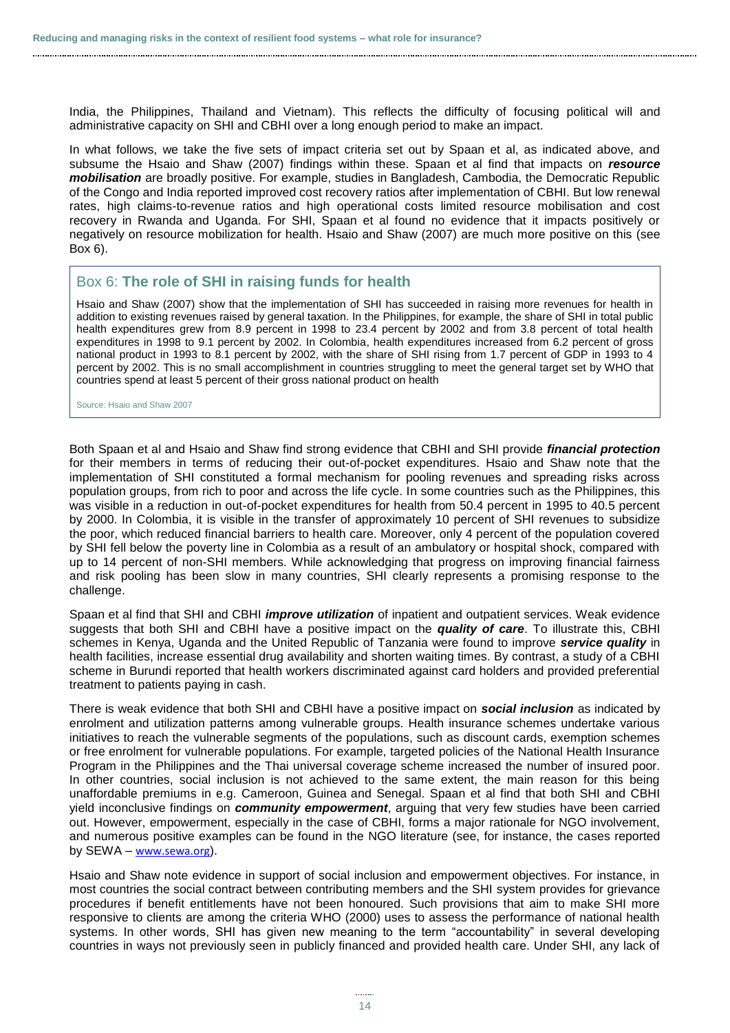India, the Philippines, Thailand and Vietnam). This reflects the difficulty of focusing political will and administrative capacity on SHI and CBHI over a long enough period to make an impact.

In what follows, we take the five sets of impact criteria set out by Spaan et al, as indicated above, and subsume the Hsaio and Shaw (2007) findings within these. Spaan et al find that impacts on ***resource mobilisation*** are broadly positive. For example, studies in Bangladesh, Cambodia, the Democratic Republic of the Congo and India reported improved cost recovery ratios after implementation of CBHI. But low renewal rates, high claims-to-revenue ratios and high operational costs limited resource mobilisation and cost recovery in Rwanda and Uganda. For SHI, Spaan et al found no evidence that it impacts positively or negatively on resource mobilization for health. Hsaio and Shaw (2007) are much more positive on this (see Box 6).

> ### Box 6: **The role of SHI in raising funds for health**
>
> Hsaio and Shaw (2007) show that the implementation of SHI has succeeded in raising more revenues for health in addition to existing revenues raised by general taxation. In the Philippines, for example, the share of SHI in total public health expenditures grew from 8.9 percent in 1998 to 23.4 percent by 2002 and from 3.8 percent of total health expenditures in 1998 to 9.1 percent by 2002. In Colombia, health expenditures increased from 6.2 percent of gross national product in 1993 to 8.1 percent by 2002, with the share of SHI rising from 1.7 percent of GDP in 1993 to 4 percent by 2002. This is no small accomplishment in countries struggling to meet the general target set by WHO that countries spend at least 5 percent of their gross national product on health
>
> Source: Hsaio and Shaw 2007

Both Spaan et al and Hsaio and Shaw find strong evidence that CBHI and SHI provide ***financial protection*** for their members in terms of reducing their out-of-pocket expenditures. Hsaio and Shaw note that the implementation of SHI constituted a formal mechanism for pooling revenues and spreading risks across population groups, from rich to poor and across the life cycle. In some countries such as the Philippines, this was visible in a reduction in out-of-pocket expenditures for health from 50.4 percent in 1995 to 40.5 percent by 2000. In Colombia, it is visible in the transfer of approximately 10 percent of SHI revenues to subsidize the poor, which reduced financial barriers to health care. Moreover, only 4 percent of the population covered by SHI fell below the poverty line in Colombia as a result of an ambulatory or hospital shock, compared with up to 14 percent of non-SHI members. While acknowledging that progress on improving financial fairness and risk pooling has been slow in many countries, SHI clearly represents a promising response to the challenge.

Spaan et al find that SHI and CBHI ***improve utilization*** of inpatient and outpatient services. Weak evidence suggests that both SHI and CBHI have a positive impact on the ***quality of care***. To illustrate this, CBHI schemes in Kenya, Uganda and the United Republic of Tanzania were found to improve ***service quality*** in health facilities, increase essential drug availability and shorten waiting times. By contrast, a study of a CBHI scheme in Burundi reported that health workers discriminated against card holders and provided preferential treatment to patients paying in cash.

There is weak evidence that both SHI and CBHI have a positive impact on ***social inclusion*** as indicated by enrolment and utilization patterns among vulnerable groups. Health insurance schemes undertake various initiatives to reach the vulnerable segments of the populations, such as discount cards, exemption schemes or free enrolment for vulnerable populations. For example, targeted policies of the National Health Insurance Program in the Philippines and the Thai universal coverage scheme increased the number of insured poor. In other countries, social inclusion is not achieved to the same extent, the main reason for this being unaffordable premiums in e.g. Cameroon, Guinea and Senegal. Spaan et al find that both SHI and CBHI yield inconclusive findings on ***community empowerment***, arguing that very few studies have been carried out. However, empowerment, especially in the case of CBHI, forms a major rationale for NGO involvement, and numerous positive examples can be found in the NGO literature (see, for instance, the cases reported by SEWA – www.sewa.org).

Hsaio and Shaw note evidence in support of social inclusion and empowerment objectives. For instance, in most countries the social contract between contributing members and the SHI system provides for grievance procedures if benefit entitlements have not been honoured. Such provisions that aim to make SHI more responsive to clients are among the criteria WHO (2000) uses to assess the performance of national health systems. In other words, SHI has given new meaning to the term "accountability" in several developing countries in ways not previously seen in publicly financed and provided health care. Under SHI, any lack of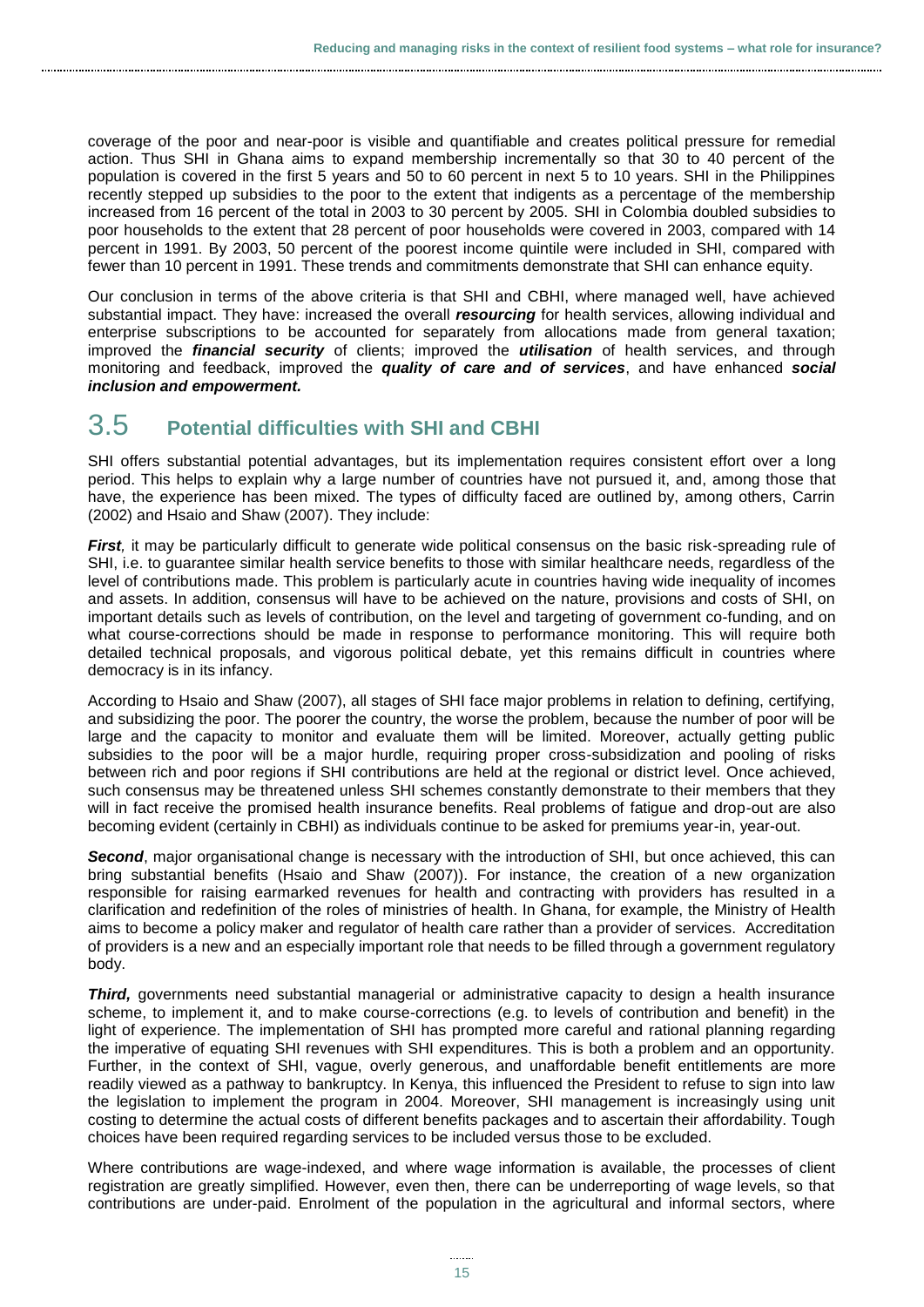coverage of the poor and near-poor is visible and quantifiable and creates political pressure for remedial action. Thus SHI in Ghana aims to expand membership incrementally so that 30 to 40 percent of the population is covered in the first 5 years and 50 to 60 percent in next 5 to 10 years. SHI in the Philippines recently stepped up subsidies to the poor to the extent that indigents as a percentage of the membership increased from 16 percent of the total in 2003 to 30 percent by 2005. SHI in Colombia doubled subsidies to poor households to the extent that 28 percent of poor households were covered in 2003, compared with 14 percent in 1991. By 2003, 50 percent of the poorest income quintile were included in SHI, compared with fewer than 10 percent in 1991. These trends and commitments demonstrate that SHI can enhance equity.

Our conclusion in terms of the above criteria is that SHI and CBHI, where managed well, have achieved substantial impact. They have: increased the overall ***resourcing*** for health services, allowing individual and enterprise subscriptions to be accounted for separately from allocations made from general taxation; improved the ***financial security*** of clients; improved the ***utilisation*** of health services, and through monitoring and feedback, improved the ***quality of care and of services***, and have enhanced ***social inclusion and empowerment.***

## 3.5 Potential difficulties with SHI and CBHI

SHI offers substantial potential advantages, but its implementation requires consistent effort over a long period. This helps to explain why a large number of countries have not pursued it, and, among those that have, the experience has been mixed. The types of difficulty faced are outlined by, among others, Carrin (2002) and Hsaio and Shaw (2007). They include:

***First****,* it may be particularly difficult to generate wide political consensus on the basic risk-spreading rule of SHI, i.e. to guarantee similar health service benefits to those with similar healthcare needs, regardless of the level of contributions made. This problem is particularly acute in countries having wide inequality of incomes and assets. In addition, consensus will have to be achieved on the nature, provisions and costs of SHI, on important details such as levels of contribution, on the level and targeting of government co-funding, and on what course-corrections should be made in response to performance monitoring. This will require both detailed technical proposals, and vigorous political debate, yet this remains difficult in countries where democracy is in its infancy.

According to Hsaio and Shaw (2007), all stages of SHI face major problems in relation to defining, certifying, and subsidizing the poor. The poorer the country, the worse the problem, because the number of poor will be large and the capacity to monitor and evaluate them will be limited. Moreover, actually getting public subsidies to the poor will be a major hurdle, requiring proper cross-subsidization and pooling of risks between rich and poor regions if SHI contributions are held at the regional or district level. Once achieved, such consensus may be threatened unless SHI schemes constantly demonstrate to their members that they will in fact receive the promised health insurance benefits. Real problems of fatigue and drop-out are also becoming evident (certainly in CBHI) as individuals continue to be asked for premiums year-in, year-out.

***Second***, major organisational change is necessary with the introduction of SHI, but once achieved, this can bring substantial benefits (Hsaio and Shaw (2007)). For instance, the creation of a new organization responsible for raising earmarked revenues for health and contracting with providers has resulted in a clarification and redefinition of the roles of ministries of health. In Ghana, for example, the Ministry of Health aims to become a policy maker and regulator of health care rather than a provider of services. Accreditation of providers is a new and an especially important role that needs to be filled through a government regulatory body.

***Third,*** governments need substantial managerial or administrative capacity to design a health insurance scheme, to implement it, and to make course-corrections (e.g. to levels of contribution and benefit) in the light of experience. The implementation of SHI has prompted more careful and rational planning regarding the imperative of equating SHI revenues with SHI expenditures. This is both a problem and an opportunity. Further, in the context of SHI, vague, overly generous, and unaffordable benefit entitlements are more readily viewed as a pathway to bankruptcy. In Kenya, this influenced the President to refuse to sign into law the legislation to implement the program in 2004. Moreover, SHI management is increasingly using unit costing to determine the actual costs of different benefits packages and to ascertain their affordability. Tough choices have been required regarding services to be included versus those to be excluded.

Where contributions are wage-indexed, and where wage information is available, the processes of client registration are greatly simplified. However, even then, there can be underreporting of wage levels, so that contributions are under-paid. Enrolment of the population in the agricultural and informal sectors, where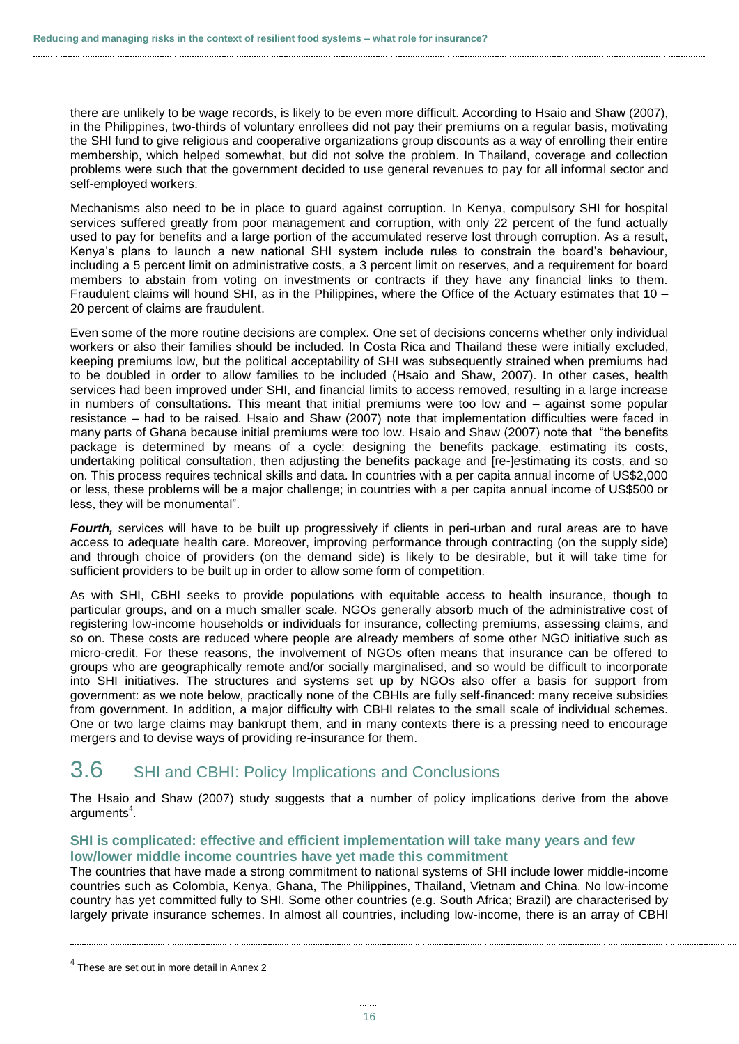there are unlikely to be wage records, is likely to be even more difficult. According to Hsaio and Shaw (2007), in the Philippines, two-thirds of voluntary enrollees did not pay their premiums on a regular basis, motivating the SHI fund to give religious and cooperative organizations group discounts as a way of enrolling their entire membership, which helped somewhat, but did not solve the problem. In Thailand, coverage and collection problems were such that the government decided to use general revenues to pay for all informal sector and self-employed workers.

Mechanisms also need to be in place to guard against corruption. In Kenya, compulsory SHI for hospital services suffered greatly from poor management and corruption, with only 22 percent of the fund actually used to pay for benefits and a large portion of the accumulated reserve lost through corruption. As a result, Kenya's plans to launch a new national SHI system include rules to constrain the board's behaviour, including a 5 percent limit on administrative costs, a 3 percent limit on reserves, and a requirement for board members to abstain from voting on investments or contracts if they have any financial links to them. Fraudulent claims will hound SHI, as in the Philippines, where the Office of the Actuary estimates that 10 – 20 percent of claims are fraudulent.

Even some of the more routine decisions are complex. One set of decisions concerns whether only individual workers or also their families should be included. In Costa Rica and Thailand these were initially excluded, keeping premiums low, but the political acceptability of SHI was subsequently strained when premiums had to be doubled in order to allow families to be included (Hsaio and Shaw, 2007). In other cases, health services had been improved under SHI, and financial limits to access removed, resulting in a large increase in numbers of consultations. This meant that initial premiums were too low and – against some popular resistance – had to be raised. Hsaio and Shaw (2007) note that implementation difficulties were faced in many parts of Ghana because initial premiums were too low. Hsaio and Shaw (2007) note that "the benefits package is determined by means of a cycle: designing the benefits package, estimating its costs, undertaking political consultation, then adjusting the benefits package and [re-]estimating its costs, and so on. This process requires technical skills and data. In countries with a per capita annual income of US$2,000 or less, these problems will be a major challenge; in countries with a per capita annual income of US$500 or less, they will be monumental".

***Fourth,*** services will have to be built up progressively if clients in peri-urban and rural areas are to have access to adequate health care. Moreover, improving performance through contracting (on the supply side) and through choice of providers (on the demand side) is likely to be desirable, but it will take time for sufficient providers to be built up in order to allow some form of competition.

As with SHI, CBHI seeks to provide populations with equitable access to health insurance, though to particular groups, and on a much smaller scale. NGOs generally absorb much of the administrative cost of registering low-income households or individuals for insurance, collecting premiums, assessing claims, and so on. These costs are reduced where people are already members of some other NGO initiative such as micro-credit. For these reasons, the involvement of NGOs often means that insurance can be offered to groups who are geographically remote and/or socially marginalised, and so would be difficult to incorporate into SHI initiatives. The structures and systems set up by NGOs also offer a basis for support from government: as we note below, practically none of the CBHIs are fully self-financed: many receive subsidies from government. In addition, a major difficulty with CBHI relates to the small scale of individual schemes. One or two large claims may bankrupt them, and in many contexts there is a pressing need to encourage mergers and to devise ways of providing re-insurance for them.

## 3.6 SHI and CBHI: Policy Implications and Conclusions

The Hsaio and Shaw (2007) study suggests that a number of policy implications derive from the above arguments[4].

### SHI is complicated: effective and efficient implementation will take many years and few low/lower middle income countries have yet made this commitment

The countries that have made a strong commitment to national systems of SHI include lower middle-income countries such as Colombia, Kenya, Ghana, The Philippines, Thailand, Vietnam and China. No low-income country has yet committed fully to SHI. Some other countries (e.g. South Africa; Brazil) are characterised by largely private insurance schemes. In almost all countries, including low-income, there is an array of CBHI

[4] These are set out in more detail in Annex 2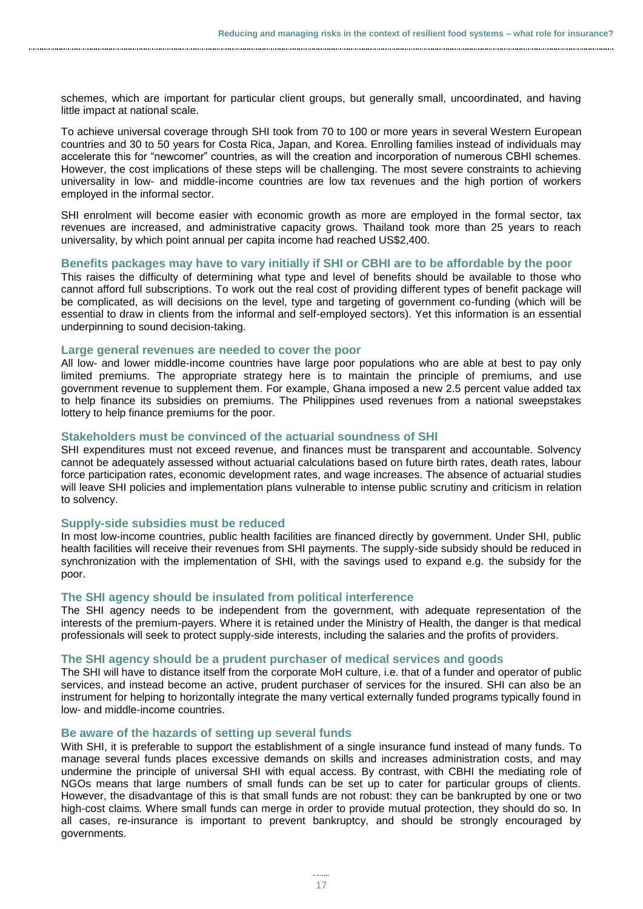schemes, which are important for particular client groups, but generally small, uncoordinated, and having little impact at national scale.

To achieve universal coverage through SHI took from 70 to 100 or more years in several Western European countries and 30 to 50 years for Costa Rica, Japan, and Korea. Enrolling families instead of individuals may accelerate this for "newcomer" countries, as will the creation and incorporation of numerous CBHI schemes. However, the cost implications of these steps will be challenging. The most severe constraints to achieving universality in low- and middle-income countries are low tax revenues and the high portion of workers employed in the informal sector.

SHI enrolment will become easier with economic growth as more are employed in the formal sector, tax revenues are increased, and administrative capacity grows. Thailand took more than 25 years to reach universality, by which point annual per capita income had reached US$2,400.

### Benefits packages may have to vary initially if SHI or CBHI are to be affordable by the poor

This raises the difficulty of determining what type and level of benefits should be available to those who cannot afford full subscriptions. To work out the real cost of providing different types of benefit package will be complicated, as will decisions on the level, type and targeting of government co-funding (which will be essential to draw in clients from the informal and self-employed sectors). Yet this information is an essential underpinning to sound decision-taking.

### Large general revenues are needed to cover the poor

All low- and lower middle-income countries have large poor populations who are able at best to pay only limited premiums. The appropriate strategy here is to maintain the principle of premiums, and use government revenue to supplement them. For example, Ghana imposed a new 2.5 percent value added tax to help finance its subsidies on premiums. The Philippines used revenues from a national sweepstakes lottery to help finance premiums for the poor.

### Stakeholders must be convinced of the actuarial soundness of SHI

SHI expenditures must not exceed revenue, and finances must be transparent and accountable. Solvency cannot be adequately assessed without actuarial calculations based on future birth rates, death rates, labour force participation rates, economic development rates, and wage increases. The absence of actuarial studies will leave SHI policies and implementation plans vulnerable to intense public scrutiny and criticism in relation to solvency.

### Supply-side subsidies must be reduced

In most low-income countries, public health facilities are financed directly by government. Under SHI, public health facilities will receive their revenues from SHI payments. The supply-side subsidy should be reduced in synchronization with the implementation of SHI, with the savings used to expand e.g. the subsidy for the poor.

### The SHI agency should be insulated from political interference

The SHI agency needs to be independent from the government, with adequate representation of the interests of the premium-payers. Where it is retained under the Ministry of Health, the danger is that medical professionals will seek to protect supply-side interests, including the salaries and the profits of providers.

### The SHI agency should be a prudent purchaser of medical services and goods

The SHI will have to distance itself from the corporate MoH culture, i.e. that of a funder and operator of public services, and instead become an active, prudent purchaser of services for the insured. SHI can also be an instrument for helping to horizontally integrate the many vertical externally funded programs typically found in low- and middle-income countries.

### Be aware of the hazards of setting up several funds

With SHI, it is preferable to support the establishment of a single insurance fund instead of many funds. To manage several funds places excessive demands on skills and increases administration costs, and may undermine the principle of universal SHI with equal access. By contrast, with CBHI the mediating role of NGOs means that large numbers of small funds can be set up to cater for particular groups of clients. However, the disadvantage of this is that small funds are not robust: they can be bankrupted by one or two high-cost claims. Where small funds can merge in order to provide mutual protection, they should do so. In all cases, re-insurance is important to prevent bankruptcy, and should be strongly encouraged by governments.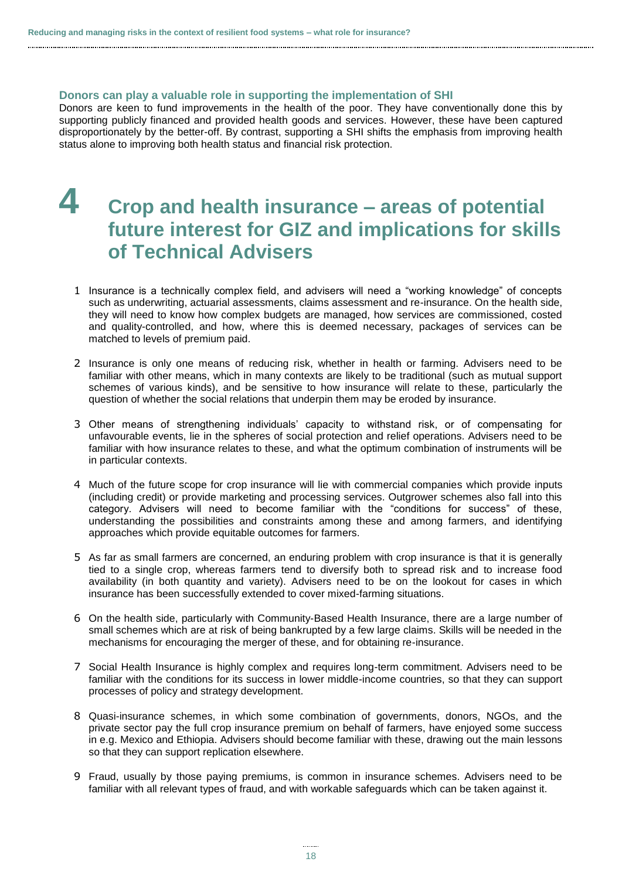### Donors can play a valuable role in supporting the implementation of SHI

Donors are keen to fund improvements in the health of the poor. They have conventionally done this by supporting publicly financed and provided health goods and services. However, these have been captured disproportionately by the better-off. By contrast, supporting a SHI shifts the emphasis from improving health status alone to improving both health status and financial risk protection.

# 4 Crop and health insurance – areas of potential future interest for GIZ and implications for skills of Technical Advisers

1. Insurance is a technically complex field, and advisers will need a "working knowledge" of concepts such as underwriting, actuarial assessments, claims assessment and re-insurance. On the health side, they will need to know how complex budgets are managed, how services are commissioned, costed and quality-controlled, and how, where this is deemed necessary, packages of services can be matched to levels of premium paid.

2. Insurance is only one means of reducing risk, whether in health or farming. Advisers need to be familiar with other means, which in many contexts are likely to be traditional (such as mutual support schemes of various kinds), and be sensitive to how insurance will relate to these, particularly the question of whether the social relations that underpin them may be eroded by insurance.

3. Other means of strengthening individuals' capacity to withstand risk, or of compensating for unfavourable events, lie in the spheres of social protection and relief operations. Advisers need to be familiar with how insurance relates to these, and what the optimum combination of instruments will be in particular contexts.

4. Much of the future scope for crop insurance will lie with commercial companies which provide inputs (including credit) or provide marketing and processing services. Outgrower schemes also fall into this category. Advisers will need to become familiar with the "conditions for success" of these, understanding the possibilities and constraints among these and among farmers, and identifying approaches which provide equitable outcomes for farmers.

5. As far as small farmers are concerned, an enduring problem with crop insurance is that it is generally tied to a single crop, whereas farmers tend to diversify both to spread risk and to increase food availability (in both quantity and variety). Advisers need to be on the lookout for cases in which insurance has been successfully extended to cover mixed-farming situations.

6. On the health side, particularly with Community-Based Health Insurance, there are a large number of small schemes which are at risk of being bankrupted by a few large claims. Skills will be needed in the mechanisms for encouraging the merger of these, and for obtaining re-insurance.

7. Social Health Insurance is highly complex and requires long-term commitment. Advisers need to be familiar with the conditions for its success in lower middle-income countries, so that they can support processes of policy and strategy development.

8. Quasi-insurance schemes, in which some combination of governments, donors, NGOs, and the private sector pay the full crop insurance premium on behalf of farmers, have enjoyed some success in e.g. Mexico and Ethiopia. Advisers should become familiar with these, drawing out the main lessons so that they can support replication elsewhere.

9. Fraud, usually by those paying premiums, is common in insurance schemes. Advisers need to be familiar with all relevant types of fraud, and with workable safeguards which can be taken against it.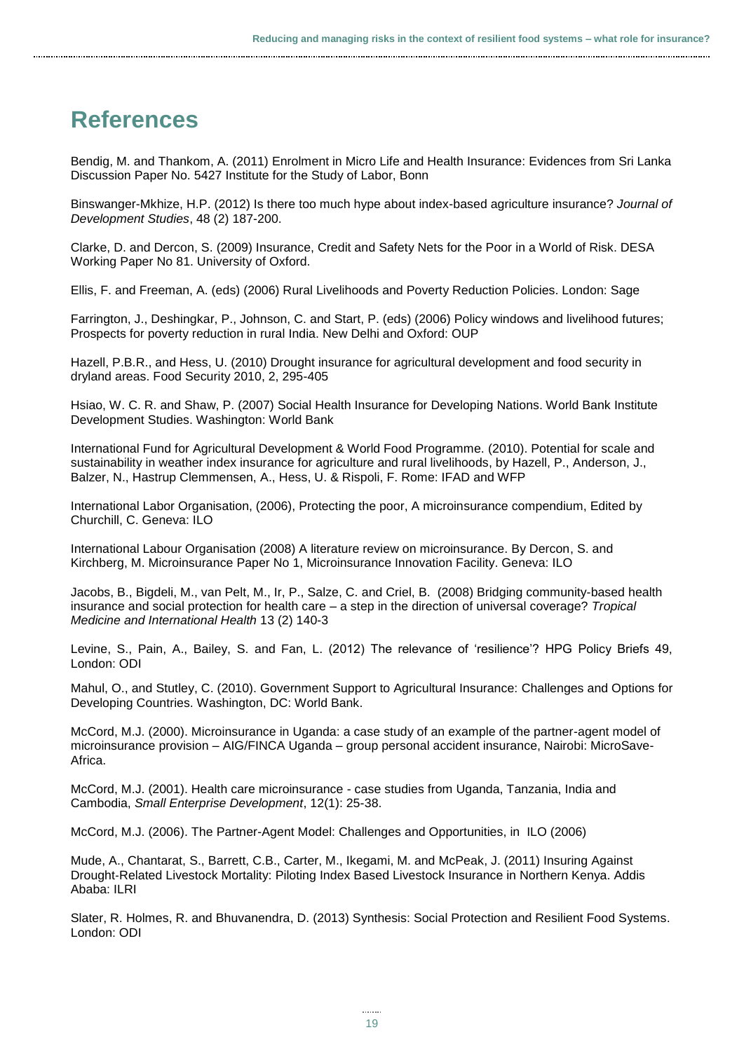# References

Bendig, M. and Thankom, A. (2011) Enrolment in Micro Life and Health Insurance: Evidences from Sri Lanka Discussion Paper No. 5427 Institute for the Study of Labor, Bonn

Binswanger-Mkhize, H.P. (2012) Is there too much hype about index-based agriculture insurance? *Journal of Development Studies*, 48 (2) 187-200.

Clarke, D. and Dercon, S. (2009) Insurance, Credit and Safety Nets for the Poor in a World of Risk. DESA Working Paper No 81. University of Oxford.

Ellis, F. and Freeman, A. (eds) (2006) Rural Livelihoods and Poverty Reduction Policies. London: Sage

Farrington, J., Deshingkar, P., Johnson, C. and Start, P. (eds) (2006) Policy windows and livelihood futures; Prospects for poverty reduction in rural India. New Delhi and Oxford: OUP

Hazell, P.B.R., and Hess, U. (2010) Drought insurance for agricultural development and food security in dryland areas. Food Security 2010, 2, 295-405

Hsiao, W. C. R. and Shaw, P. (2007) Social Health Insurance for Developing Nations. World Bank Institute Development Studies. Washington: World Bank

International Fund for Agricultural Development & World Food Programme. (2010). Potential for scale and sustainability in weather index insurance for agriculture and rural livelihoods, by Hazell, P., Anderson, J., Balzer, N., Hastrup Clemmensen, A., Hess, U. & Rispoli, F. Rome: IFAD and WFP

International Labor Organisation, (2006), Protecting the poor, A microinsurance compendium, Edited by Churchill, C. Geneva: ILO

International Labour Organisation (2008) A literature review on microinsurance. By Dercon, S. and Kirchberg, M. Microinsurance Paper No 1, Microinsurance Innovation Facility. Geneva: ILO

Jacobs, B., Bigdeli, M., van Pelt, M., Ir, P., Salze, C. and Criel, B. (2008) Bridging community-based health insurance and social protection for health care – a step in the direction of universal coverage? *Tropical Medicine and International Health* 13 (2) 140-3

Levine, S., Pain, A., Bailey, S. and Fan, L. (2012) The relevance of 'resilience'? HPG Policy Briefs 49, London: ODI

Mahul, O., and Stutley, C. (2010). Government Support to Agricultural Insurance: Challenges and Options for Developing Countries. Washington, DC: World Bank.

McCord, M.J. (2000). Microinsurance in Uganda: a case study of an example of the partner-agent model of microinsurance provision – AIG/FINCA Uganda – group personal accident insurance, Nairobi: MicroSave-Africa.

McCord, M.J. (2001). Health care microinsurance - case studies from Uganda, Tanzania, India and Cambodia, *Small Enterprise Development*, 12(1): 25-38.

McCord, M.J. (2006). The Partner-Agent Model: Challenges and Opportunities, in ILO (2006)

Mude, A., Chantarat, S., Barrett, C.B., Carter, M., Ikegami, M. and McPeak, J. (2011) Insuring Against Drought-Related Livestock Mortality: Piloting Index Based Livestock Insurance in Northern Kenya. Addis Ababa: ILRI

Slater, R. Holmes, R. and Bhuvanendra, D. (2013) Synthesis: Social Protection and Resilient Food Systems. London: ODI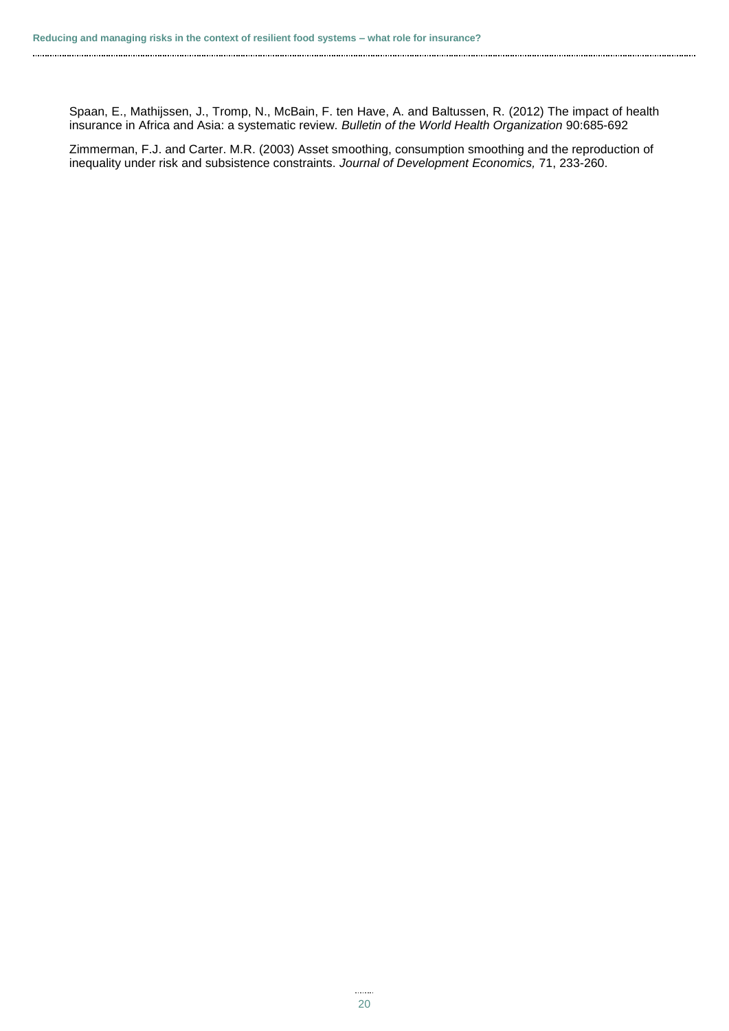Spaan, E., Mathijssen, J., Tromp, N., McBain, F. ten Have, A. and Baltussen, R. (2012) The impact of health insurance in Africa and Asia: a systematic review. *Bulletin of the World Health Organization* 90:685-692

Zimmerman, F.J. and Carter. M.R. (2003) Asset smoothing, consumption smoothing and the reproduction of inequality under risk and subsistence constraints. *Journal of Development Economics,* 71, 233-260.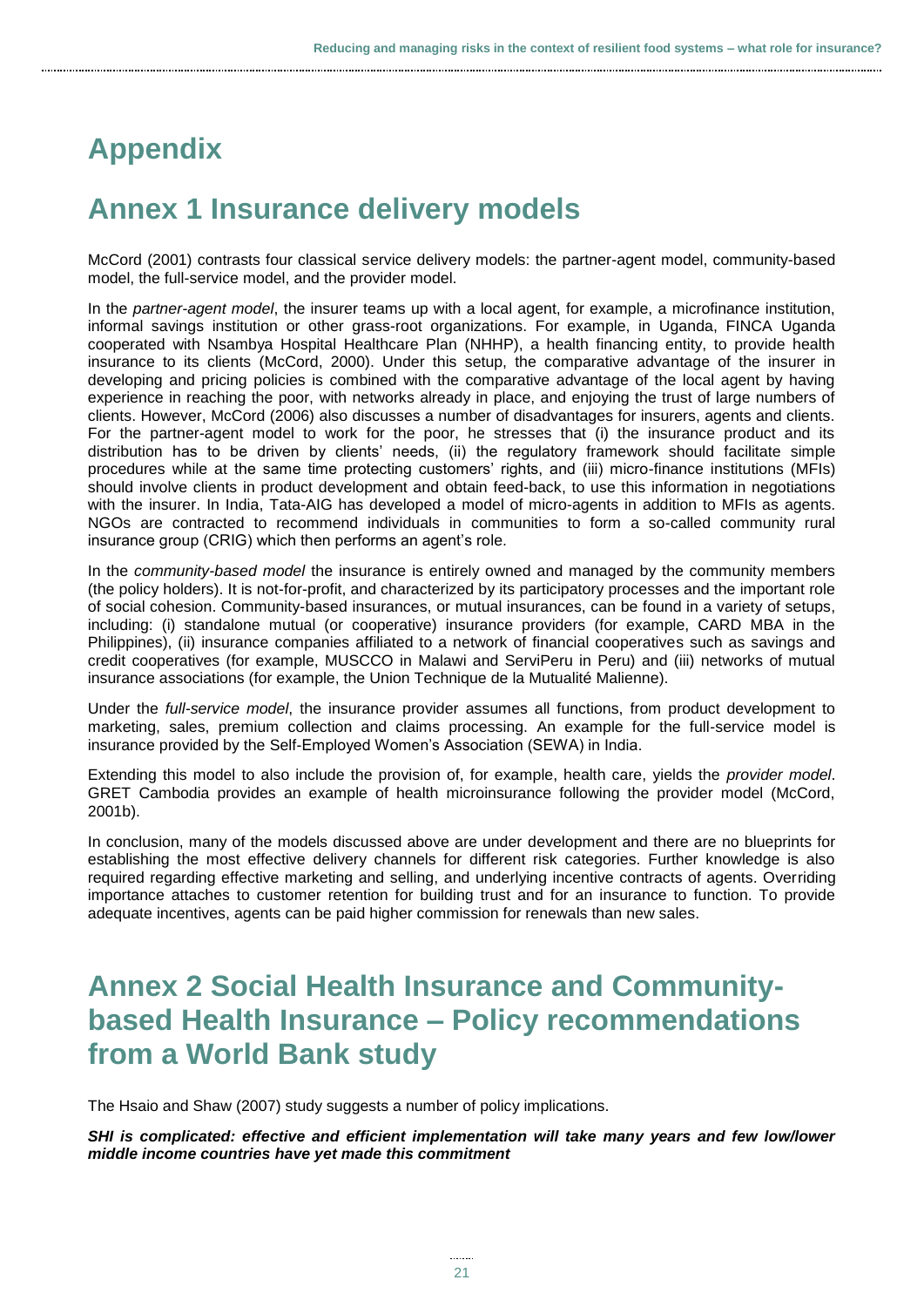# Appendix

## Annex 1 Insurance delivery models

McCord (2001) contrasts four classical service delivery models: the partner-agent model, community-based model, the full-service model, and the provider model.

In the *partner-agent model*, the insurer teams up with a local agent, for example, a microfinance institution, informal savings institution or other grass-root organizations. For example, in Uganda, FINCA Uganda cooperated with Nsambya Hospital Healthcare Plan (NHHP), a health financing entity, to provide health insurance to its clients (McCord, 2000). Under this setup, the comparative advantage of the insurer in developing and pricing policies is combined with the comparative advantage of the local agent by having experience in reaching the poor, with networks already in place, and enjoying the trust of large numbers of clients. However, McCord (2006) also discusses a number of disadvantages for insurers, agents and clients. For the partner-agent model to work for the poor, he stresses that (i) the insurance product and its distribution has to be driven by clients' needs, (ii) the regulatory framework should facilitate simple procedures while at the same time protecting customers' rights, and (iii) micro-finance institutions (MFIs) should involve clients in product development and obtain feed-back, to use this information in negotiations with the insurer. In India, Tata-AIG has developed a model of micro-agents in addition to MFIs as agents. NGOs are contracted to recommend individuals in communities to form a so-called community rural insurance group (CRIG) which then performs an agent's role.

In the *community-based model* the insurance is entirely owned and managed by the community members (the policy holders). It is not-for-profit, and characterized by its participatory processes and the important role of social cohesion. Community-based insurances, or mutual insurances, can be found in a variety of setups, including: (i) standalone mutual (or cooperative) insurance providers (for example, CARD MBA in the Philippines), (ii) insurance companies affiliated to a network of financial cooperatives such as savings and credit cooperatives (for example, MUSCCO in Malawi and ServiPeru in Peru) and (iii) networks of mutual insurance associations (for example, the Union Technique de la Mutualité Malienne).

Under the *full-service model*, the insurance provider assumes all functions, from product development to marketing, sales, premium collection and claims processing. An example for the full-service model is insurance provided by the Self-Employed Women's Association (SEWA) in India.

Extending this model to also include the provision of, for example, health care, yields the *provider model*. GRET Cambodia provides an example of health microinsurance following the provider model (McCord, 2001b).

In conclusion, many of the models discussed above are under development and there are no blueprints for establishing the most effective delivery channels for different risk categories. Further knowledge is also required regarding effective marketing and selling, and underlying incentive contracts of agents. Overriding importance attaches to customer retention for building trust and for an insurance to function. To provide adequate incentives, agents can be paid higher commission for renewals than new sales.

## Annex 2 Social Health Insurance and Community-based Health Insurance – Policy recommendations from a World Bank study

The Hsaio and Shaw (2007) study suggests a number of policy implications.

***SHI is complicated: effective and efficient implementation will take many years and few low/lower middle income countries have yet made this commitment***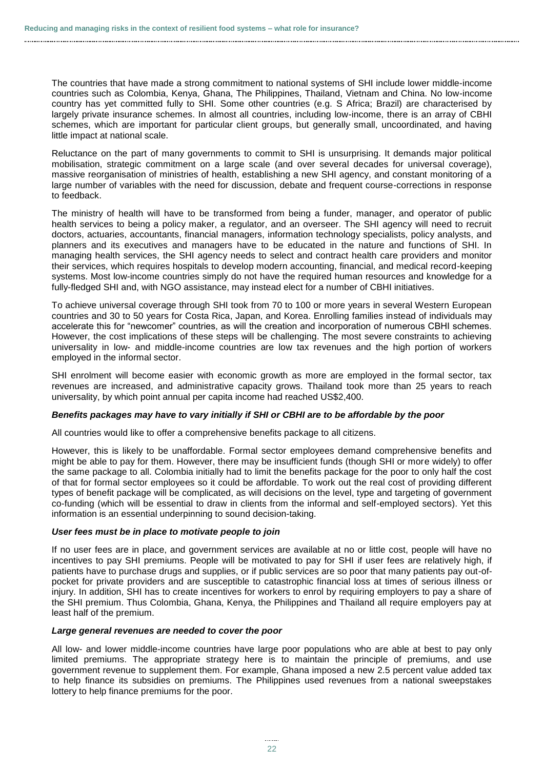The countries that have made a strong commitment to national systems of SHI include lower middle-income countries such as Colombia, Kenya, Ghana, The Philippines, Thailand, Vietnam and China. No low-income country has yet committed fully to SHI. Some other countries (e.g. S Africa; Brazil) are characterised by largely private insurance schemes. In almost all countries, including low-income, there is an array of CBHI schemes, which are important for particular client groups, but generally small, uncoordinated, and having little impact at national scale.

Reluctance on the part of many governments to commit to SHI is unsurprising. It demands major political mobilisation, strategic commitment on a large scale (and over several decades for universal coverage), massive reorganisation of ministries of health, establishing a new SHI agency, and constant monitoring of a large number of variables with the need for discussion, debate and frequent course-corrections in response to feedback.

The ministry of health will have to be transformed from being a funder, manager, and operator of public health services to being a policy maker, a regulator, and an overseer. The SHI agency will need to recruit doctors, actuaries, accountants, financial managers, information technology specialists, policy analysts, and planners and its executives and managers have to be educated in the nature and functions of SHI. In managing health services, the SHI agency needs to select and contract health care providers and monitor their services, which requires hospitals to develop modern accounting, financial, and medical record-keeping systems. Most low-income countries simply do not have the required human resources and knowledge for a fully-fledged SHI and, with NGO assistance, may instead elect for a number of CBHI initiatives.

To achieve universal coverage through SHI took from 70 to 100 or more years in several Western European countries and 30 to 50 years for Costa Rica, Japan, and Korea. Enrolling families instead of individuals may accelerate this for "newcomer" countries, as will the creation and incorporation of numerous CBHI schemes. However, the cost implications of these steps will be challenging. The most severe constraints to achieving universality in low- and middle-income countries are low tax revenues and the high portion of workers employed in the informal sector.

SHI enrolment will become easier with economic growth as more are employed in the formal sector, tax revenues are increased, and administrative capacity grows. Thailand took more than 25 years to reach universality, by which point annual per capita income had reached US$2,400.

***Benefits packages may have to vary initially if SHI or CBHI are to be affordable by the poor***

All countries would like to offer a comprehensive benefits package to all citizens.

However, this is likely to be unaffordable. Formal sector employees demand comprehensive benefits and might be able to pay for them. However, there may be insufficient funds (though SHI or more widely) to offer the same package to all. Colombia initially had to limit the benefits package for the poor to only half the cost of that for formal sector employees so it could be affordable. To work out the real cost of providing different types of benefit package will be complicated, as will decisions on the level, type and targeting of government co-funding (which will be essential to draw in clients from the informal and self-employed sectors). Yet this information is an essential underpinning to sound decision-taking.

***User fees must be in place to motivate people to join***

If no user fees are in place, and government services are available at no or little cost, people will have no incentives to pay SHI premiums. People will be motivated to pay for SHI if user fees are relatively high, if patients have to purchase drugs and supplies, or if public services are so poor that many patients pay out-of-pocket for private providers and are susceptible to catastrophic financial loss at times of serious illness or injury. In addition, SHI has to create incentives for workers to enrol by requiring employers to pay a share of the SHI premium. Thus Colombia, Ghana, Kenya, the Philippines and Thailand all require employers pay at least half of the premium.

***Large general revenues are needed to cover the poor***

All low- and lower middle-income countries have large poor populations who are able at best to pay only limited premiums. The appropriate strategy here is to maintain the principle of premiums, and use government revenue to supplement them. For example, Ghana imposed a new 2.5 percent value added tax to help finance its subsidies on premiums. The Philippines used revenues from a national sweepstakes lottery to help finance premiums for the poor.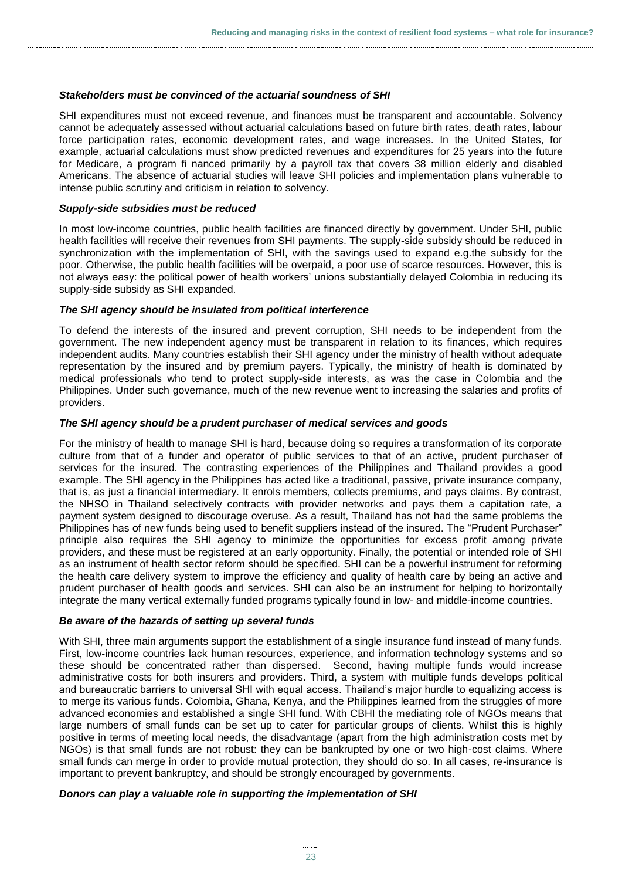***Stakeholders must be convinced of the actuarial soundness of SHI***

SHI expenditures must not exceed revenue, and finances must be transparent and accountable. Solvency cannot be adequately assessed without actuarial calculations based on future birth rates, death rates, labour force participation rates, economic development rates, and wage increases. In the United States, for example, actuarial calculations must show predicted revenues and expenditures for 25 years into the future for Medicare, a program fi nanced primarily by a payroll tax that covers 38 million elderly and disabled Americans. The absence of actuarial studies will leave SHI policies and implementation plans vulnerable to intense public scrutiny and criticism in relation to solvency.

***Supply-side subsidies must be reduced***

In most low-income countries, public health facilities are financed directly by government. Under SHI, public health facilities will receive their revenues from SHI payments. The supply-side subsidy should be reduced in synchronization with the implementation of SHI, with the savings used to expand e.g.the subsidy for the poor. Otherwise, the public health facilities will be overpaid, a poor use of scarce resources. However, this is not always easy: the political power of health workers' unions substantially delayed Colombia in reducing its supply-side subsidy as SHI expanded.

***The SHI agency should be insulated from political interference***

To defend the interests of the insured and prevent corruption, SHI needs to be independent from the government. The new independent agency must be transparent in relation to its finances, which requires independent audits. Many countries establish their SHI agency under the ministry of health without adequate representation by the insured and by premium payers. Typically, the ministry of health is dominated by medical professionals who tend to protect supply-side interests, as was the case in Colombia and the Philippines. Under such governance, much of the new revenue went to increasing the salaries and profits of providers.

***The SHI agency should be a prudent purchaser of medical services and goods***

For the ministry of health to manage SHI is hard, because doing so requires a transformation of its corporate culture from that of a funder and operator of public services to that of an active, prudent purchaser of services for the insured. The contrasting experiences of the Philippines and Thailand provides a good example. The SHI agency in the Philippines has acted like a traditional, passive, private insurance company, that is, as just a financial intermediary. It enrols members, collects premiums, and pays claims. By contrast, the NHSO in Thailand selectively contracts with provider networks and pays them a capitation rate, a payment system designed to discourage overuse. As a result, Thailand has not had the same problems the Philippines has of new funds being used to benefit suppliers instead of the insured. The "Prudent Purchaser" principle also requires the SHI agency to minimize the opportunities for excess profit among private providers, and these must be registered at an early opportunity. Finally, the potential or intended role of SHI as an instrument of health sector reform should be specified. SHI can be a powerful instrument for reforming the health care delivery system to improve the efficiency and quality of health care by being an active and prudent purchaser of health goods and services. SHI can also be an instrument for helping to horizontally integrate the many vertical externally funded programs typically found in low- and middle-income countries.

***Be aware of the hazards of setting up several funds***

With SHI, three main arguments support the establishment of a single insurance fund instead of many funds. First, low-income countries lack human resources, experience, and information technology systems and so these should be concentrated rather than dispersed. Second, having multiple funds would increase administrative costs for both insurers and providers. Third, a system with multiple funds develops political and bureaucratic barriers to universal SHI with equal access. Thailand's major hurdle to equalizing access is to merge its various funds. Colombia, Ghana, Kenya, and the Philippines learned from the struggles of more advanced economies and established a single SHI fund. With CBHI the mediating role of NGOs means that large numbers of small funds can be set up to cater for particular groups of clients. Whilst this is highly positive in terms of meeting local needs, the disadvantage (apart from the high administration costs met by NGOs) is that small funds are not robust: they can be bankrupted by one or two high-cost claims. Where small funds can merge in order to provide mutual protection, they should do so. In all cases, re-insurance is important to prevent bankruptcy, and should be strongly encouraged by governments.

***Donors can play a valuable role in supporting the implementation of SHI***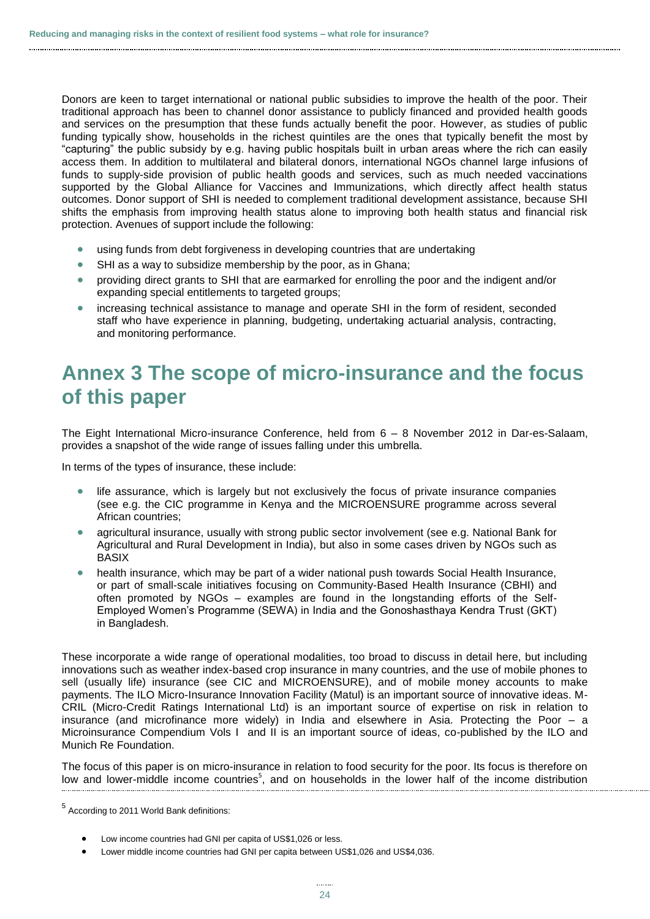Donors are keen to target international or national public subsidies to improve the health of the poor. Their traditional approach has been to channel donor assistance to publicly financed and provided health goods and services on the presumption that these funds actually benefit the poor. However, as studies of public funding typically show, households in the richest quintiles are the ones that typically benefit the most by "capturing" the public subsidy by e.g. having public hospitals built in urban areas where the rich can easily access them. In addition to multilateral and bilateral donors, international NGOs channel large infusions of funds to supply-side provision of public health goods and services, such as much needed vaccinations supported by the Global Alliance for Vaccines and Immunizations, which directly affect health status outcomes. Donor support of SHI is needed to complement traditional development assistance, because SHI shifts the emphasis from improving health status alone to improving both health status and financial risk protection. Avenues of support include the following:

- using funds from debt forgiveness in developing countries that are undertaking
- SHI as a way to subsidize membership by the poor, as in Ghana;
- providing direct grants to SHI that are earmarked for enrolling the poor and the indigent and/or expanding special entitlements to targeted groups;
- increasing technical assistance to manage and operate SHI in the form of resident, seconded staff who have experience in planning, budgeting, undertaking actuarial analysis, contracting, and monitoring performance.

# Annex 3 The scope of micro-insurance and the focus of this paper

The Eight International Micro-insurance Conference, held from 6 – 8 November 2012 in Dar-es-Salaam, provides a snapshot of the wide range of issues falling under this umbrella.

In terms of the types of insurance, these include:

- life assurance, which is largely but not exclusively the focus of private insurance companies (see e.g. the CIC programme in Kenya and the MICROENSURE programme across several African countries;
- agricultural insurance, usually with strong public sector involvement (see e.g. National Bank for Agricultural and Rural Development in India), but also in some cases driven by NGOs such as BASIX
- health insurance, which may be part of a wider national push towards Social Health Insurance, or part of small-scale initiatives focusing on Community-Based Health Insurance (CBHI) and often promoted by NGOs – examples are found in the longstanding efforts of the Self-Employed Women's Programme (SEWA) in India and the Gonoshasthaya Kendra Trust (GKT) in Bangladesh.

These incorporate a wide range of operational modalities, too broad to discuss in detail here, but including innovations such as weather index-based crop insurance in many countries, and the use of mobile phones to sell (usually life) insurance (see CIC and MICROENSURE), and of mobile money accounts to make payments. The ILO Micro-Insurance Innovation Facility (Matul) is an important source of innovative ideas. M-CRIL (Micro-Credit Ratings International Ltd) is an important source of expertise on risk in relation to insurance (and microfinance more widely) in India and elsewhere in Asia. Protecting the Poor – a Microinsurance Compendium Vols I and II is an important source of ideas, co-published by the ILO and Munich Re Foundation.

The focus of this paper is on micro-insurance in relation to food security for the poor. Its focus is therefore on low and lower-middle income countries[5], and on households in the lower half of the income distribution

[5] According to 2011 World Bank definitions:

- Low income countries had GNI per capita of US$1,026 or less.
- Lower middle income countries had GNI per capita between US$1,026 and US$4,036.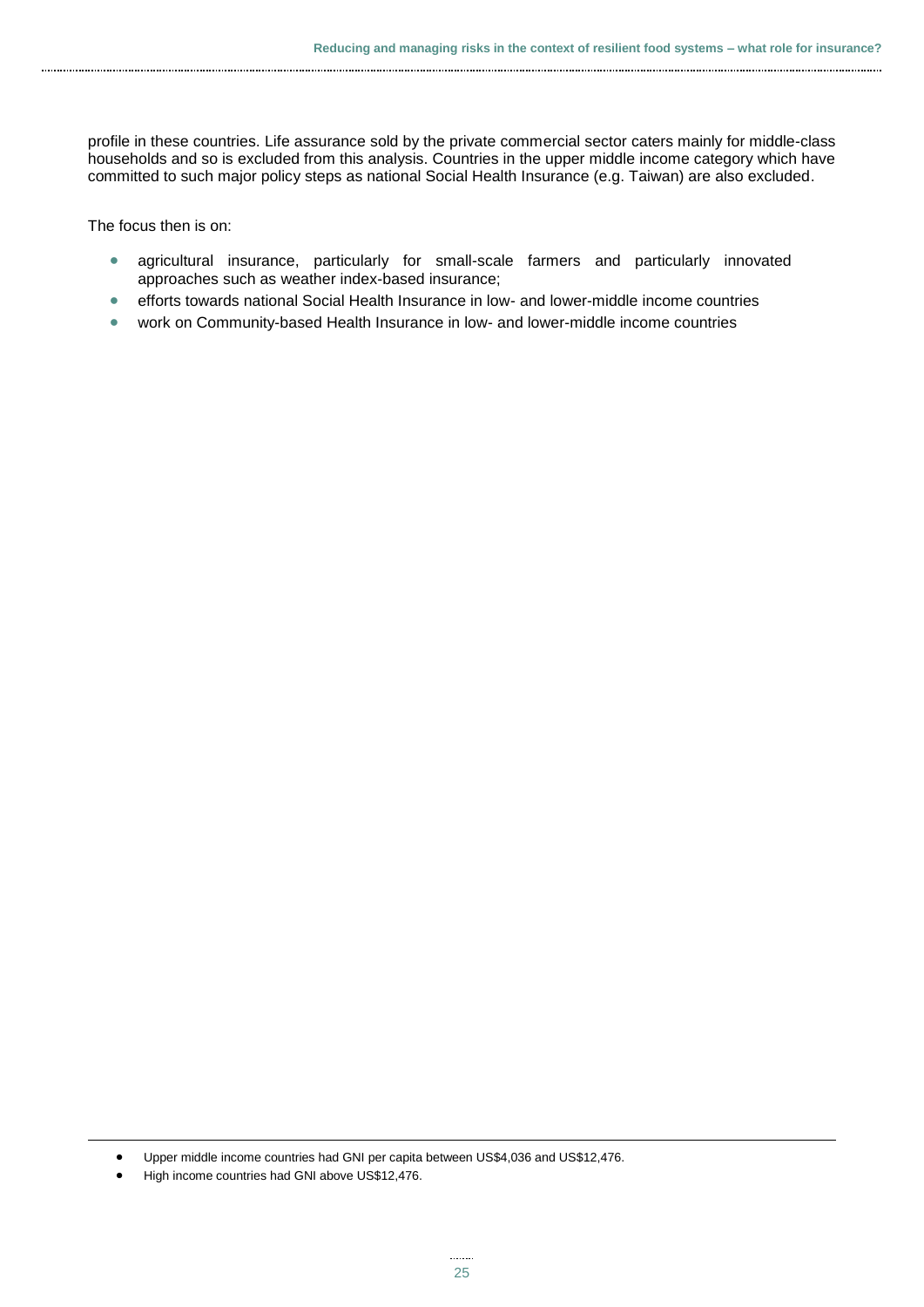profile in these countries. Life assurance sold by the private commercial sector caters mainly for middle-class households and so is excluded from this analysis. Countries in the upper middle income category which have committed to such major policy steps as national Social Health Insurance (e.g. Taiwan) are also excluded.

The focus then is on:

- agricultural insurance, particularly for small-scale farmers and particularly innovated approaches such as weather index-based insurance;
- efforts towards national Social Health Insurance in low- and lower-middle income countries
- work on Community-based Health Insurance in low- and lower-middle income countries

---

- Upper middle income countries had GNI per capita between US$4,036 and US$12,476.
- High income countries had GNI above US$12,476.